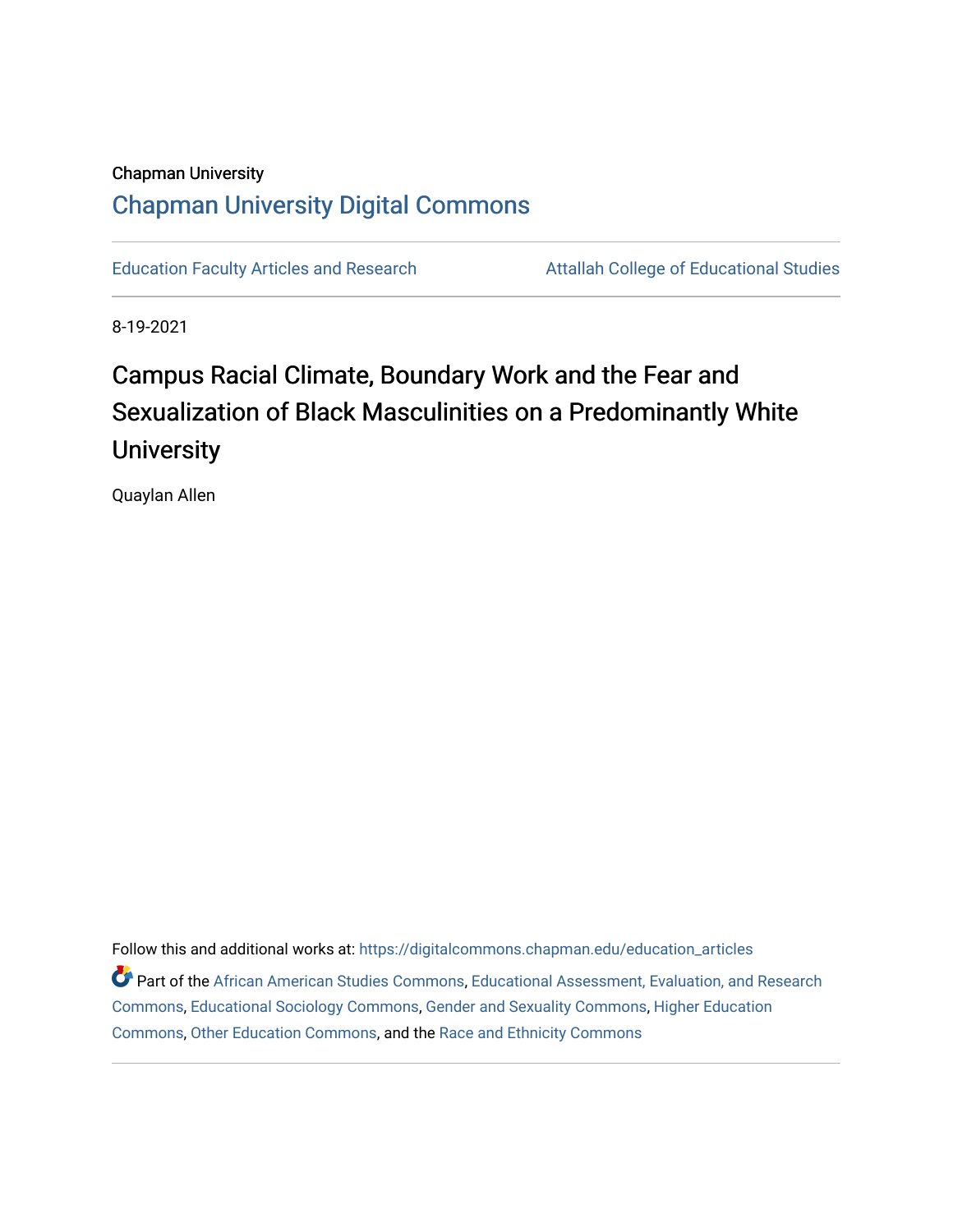Chapman University

## Chapman University Digital Commons

Education Faculty Articles and Research | Attallah College of Educational Studies

8-19-2021

# Campus Racial Climate, Boundary Work and the Fear and Sexualization of Black Masculinities on a Predominantly White University

Quaylan Allen

Follow this and additional works at: https://digitalcommons.chapman.edu/education_articles

Part of the African American Studies Commons, Educational Assessment, Evaluation, and Research Commons, Educational Sociology Commons, Gender and Sexuality Commons, Higher Education Commons, Other Education Commons, and the Race and Ethnicity Commons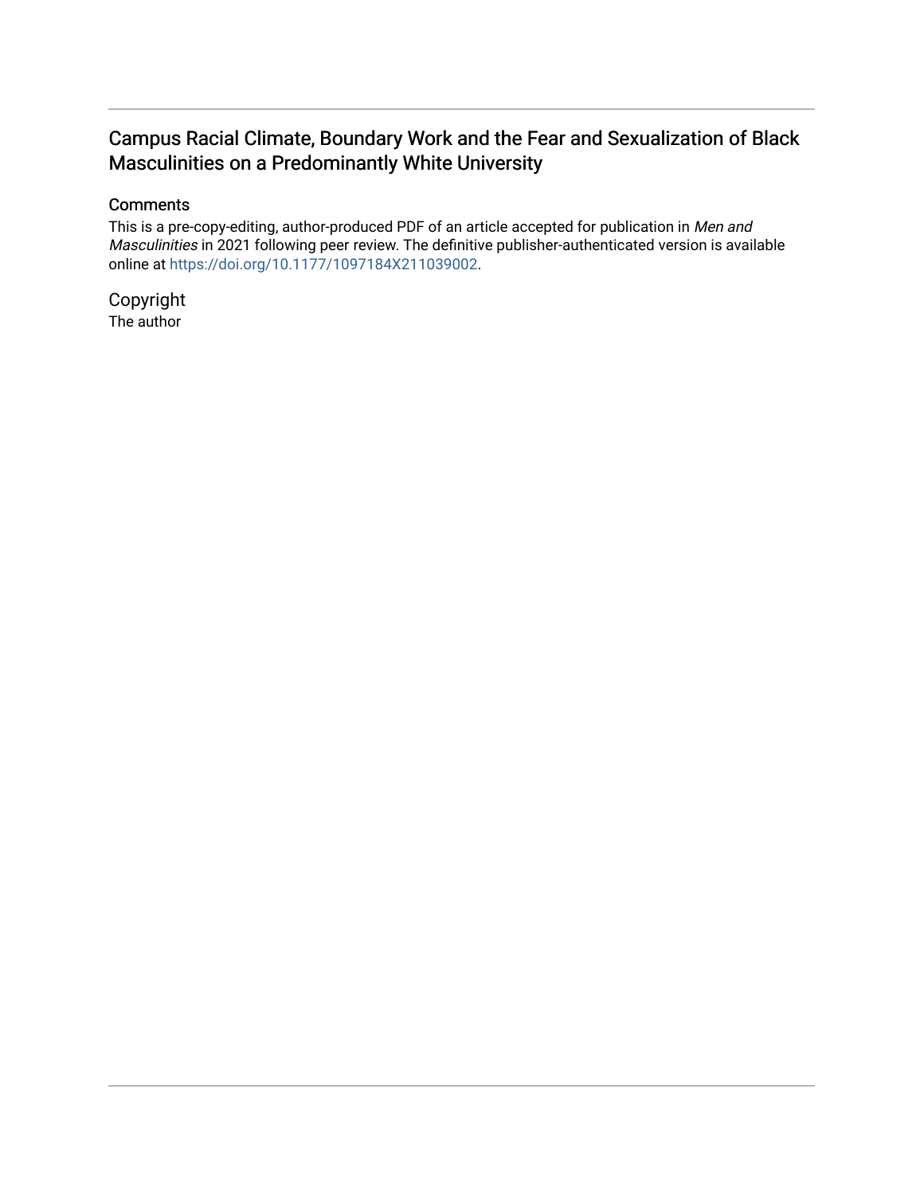# Campus Racial Climate, Boundary Work and the Fear and Sexualization of Black Masculinities on a Predominantly White University

## Comments

This is a pre-copy-editing, author-produced PDF of an article accepted for publication in *Men and Masculinities* in 2021 following peer review. The definitive publisher-authenticated version is available online at https://doi.org/10.1177/1097184X211039002.

## Copyright

The author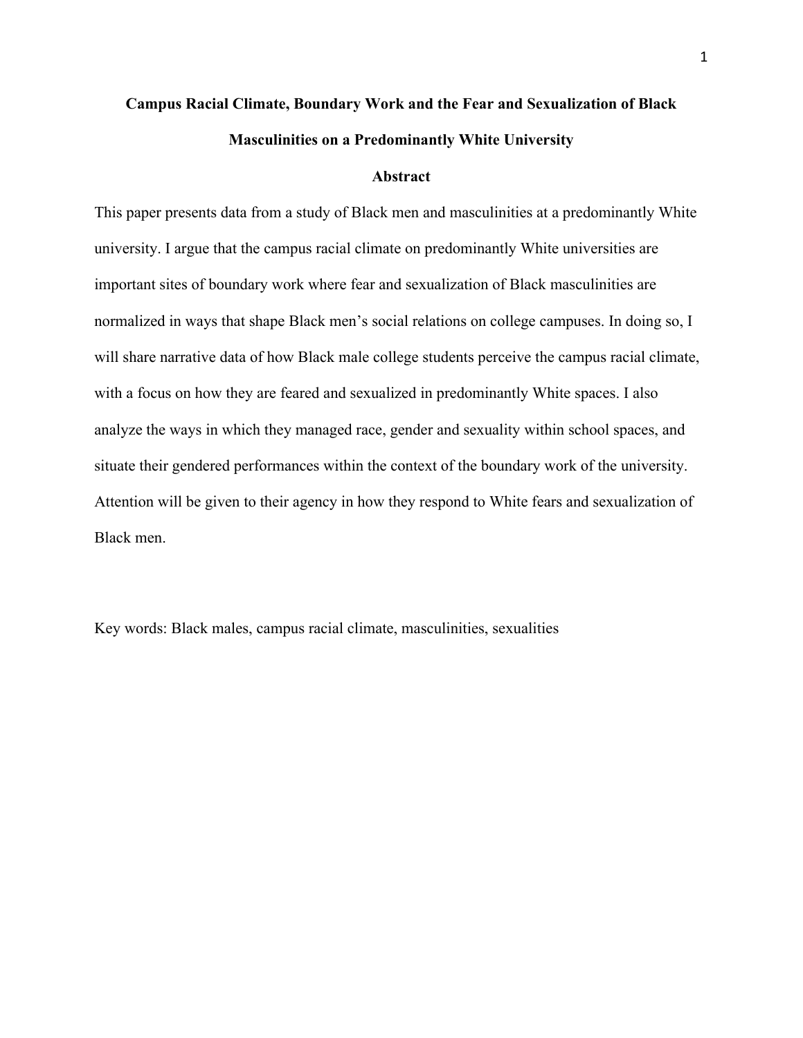# Campus Racial Climate, Boundary Work and the Fear and Sexualization of Black Masculinities on a Predominantly White University

## Abstract

This paper presents data from a study of Black men and masculinities at a predominantly White university. I argue that the campus racial climate on predominantly White universities are important sites of boundary work where fear and sexualization of Black masculinities are normalized in ways that shape Black men's social relations on college campuses. In doing so, I will share narrative data of how Black male college students perceive the campus racial climate, with a focus on how they are feared and sexualized in predominantly White spaces. I also analyze the ways in which they managed race, gender and sexuality within school spaces, and situate their gendered performances within the context of the boundary work of the university. Attention will be given to their agency in how they respond to White fears and sexualization of Black men.

Key words: Black males, campus racial climate, masculinities, sexualities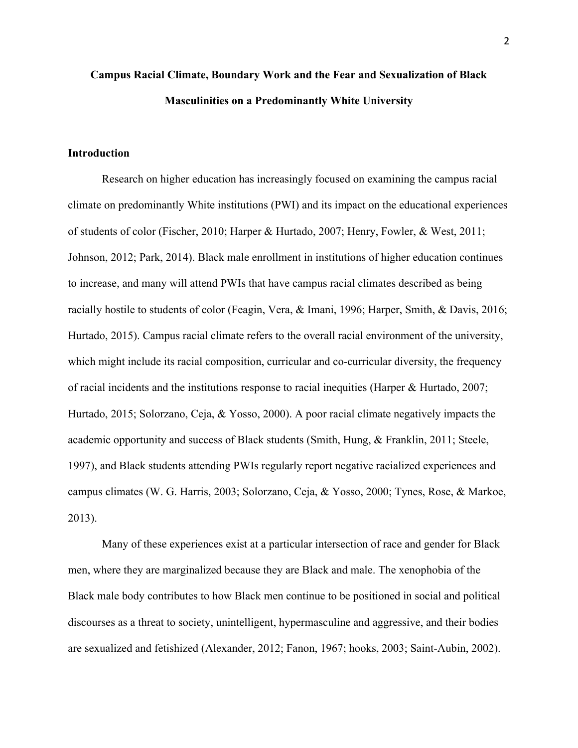**Campus Racial Climate, Boundary Work and the Fear and Sexualization of Black Masculinities on a Predominantly White University**

## Introduction

Research on higher education has increasingly focused on examining the campus racial climate on predominantly White institutions (PWI) and its impact on the educational experiences of students of color (Fischer, 2010; Harper & Hurtado, 2007; Henry, Fowler, & West, 2011; Johnson, 2012; Park, 2014). Black male enrollment in institutions of higher education continues to increase, and many will attend PWIs that have campus racial climates described as being racially hostile to students of color (Feagin, Vera, & Imani, 1996; Harper, Smith, & Davis, 2016; Hurtado, 2015). Campus racial climate refers to the overall racial environment of the university, which might include its racial composition, curricular and co-curricular diversity, the frequency of racial incidents and the institutions response to racial inequities (Harper & Hurtado, 2007; Hurtado, 2015; Solorzano, Ceja, & Yosso, 2000). A poor racial climate negatively impacts the academic opportunity and success of Black students (Smith, Hung, & Franklin, 2011; Steele, 1997), and Black students attending PWIs regularly report negative racialized experiences and campus climates (W. G. Harris, 2003; Solorzano, Ceja, & Yosso, 2000; Tynes, Rose, & Markoe, 2013).

Many of these experiences exist at a particular intersection of race and gender for Black men, where they are marginalized because they are Black and male. The xenophobia of the Black male body contributes to how Black men continue to be positioned in social and political discourses as a threat to society, unintelligent, hypermasculine and aggressive, and their bodies are sexualized and fetishized (Alexander, 2012; Fanon, 1967; hooks, 2003; Saint-Aubin, 2002).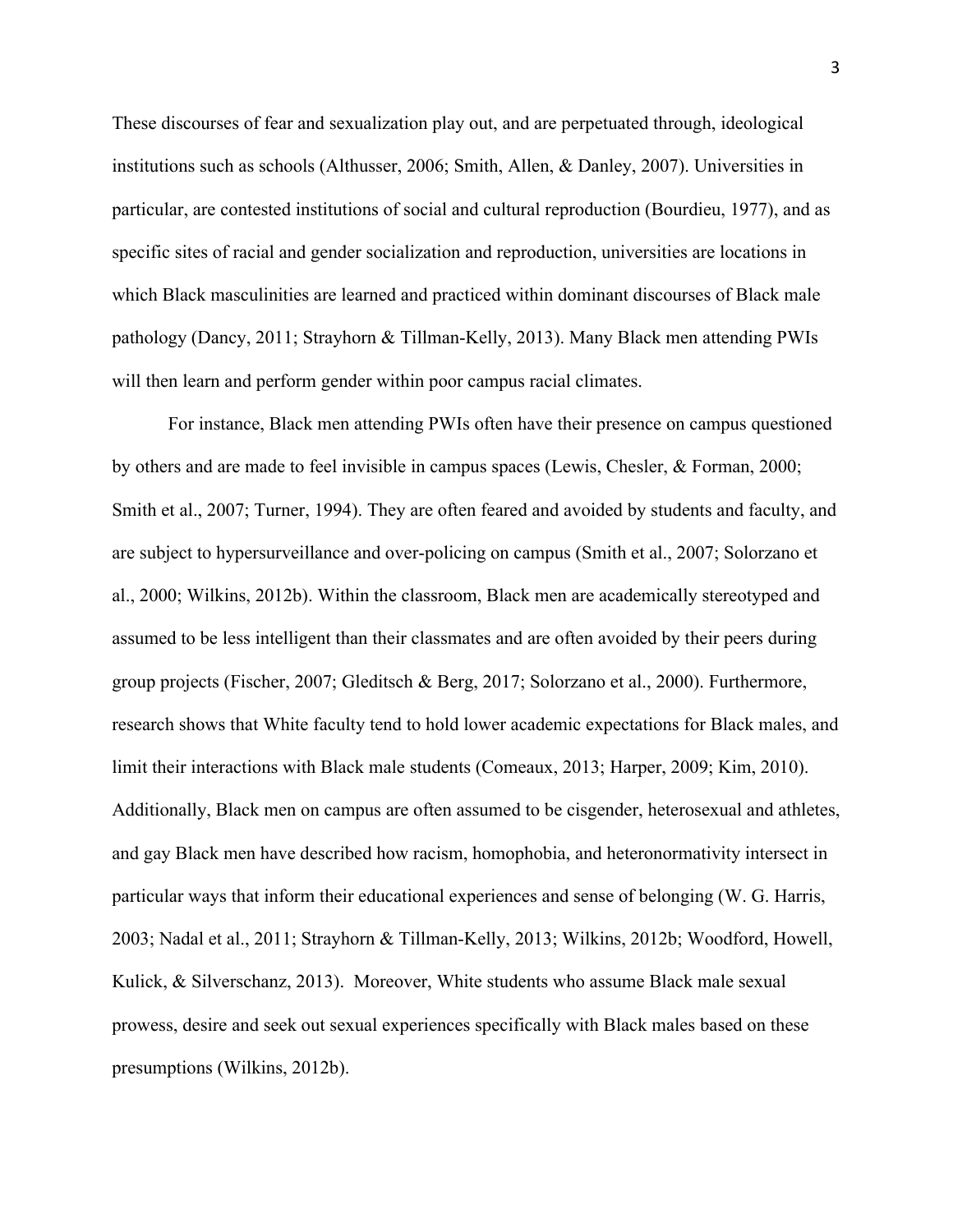These discourses of fear and sexualization play out, and are perpetuated through, ideological institutions such as schools (Althusser, 2006; Smith, Allen, & Danley, 2007). Universities in particular, are contested institutions of social and cultural reproduction (Bourdieu, 1977), and as specific sites of racial and gender socialization and reproduction, universities are locations in which Black masculinities are learned and practiced within dominant discourses of Black male pathology (Dancy, 2011; Strayhorn & Tillman-Kelly, 2013). Many Black men attending PWIs will then learn and perform gender within poor campus racial climates.

For instance, Black men attending PWIs often have their presence on campus questioned by others and are made to feel invisible in campus spaces (Lewis, Chesler, & Forman, 2000; Smith et al., 2007; Turner, 1994). They are often feared and avoided by students and faculty, and are subject to hypersurveillance and over-policing on campus (Smith et al., 2007; Solorzano et al., 2000; Wilkins, 2012b). Within the classroom, Black men are academically stereotyped and assumed to be less intelligent than their classmates and are often avoided by their peers during group projects (Fischer, 2007; Gleditsch & Berg, 2017; Solorzano et al., 2000). Furthermore, research shows that White faculty tend to hold lower academic expectations for Black males, and limit their interactions with Black male students (Comeaux, 2013; Harper, 2009; Kim, 2010). Additionally, Black men on campus are often assumed to be cisgender, heterosexual and athletes, and gay Black men have described how racism, homophobia, and heteronormativity intersect in particular ways that inform their educational experiences and sense of belonging (W. G. Harris, 2003; Nadal et al., 2011; Strayhorn & Tillman-Kelly, 2013; Wilkins, 2012b; Woodford, Howell, Kulick, & Silverschanz, 2013). Moreover, White students who assume Black male sexual prowess, desire and seek out sexual experiences specifically with Black males based on these presumptions (Wilkins, 2012b).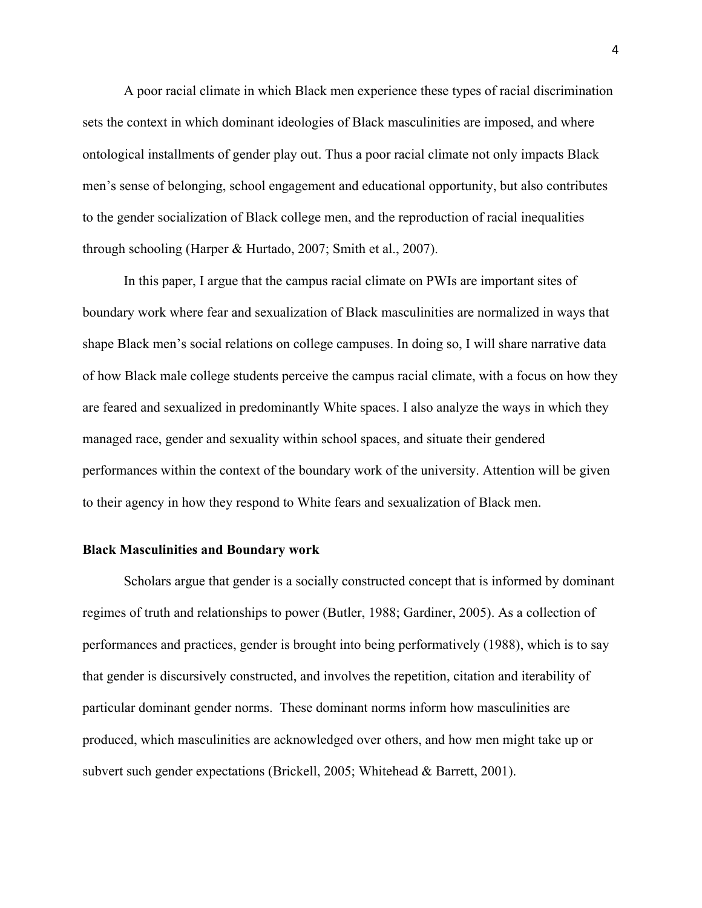A poor racial climate in which Black men experience these types of racial discrimination sets the context in which dominant ideologies of Black masculinities are imposed, and where ontological installments of gender play out. Thus a poor racial climate not only impacts Black men's sense of belonging, school engagement and educational opportunity, but also contributes to the gender socialization of Black college men, and the reproduction of racial inequalities through schooling (Harper & Hurtado, 2007; Smith et al., 2007).

In this paper, I argue that the campus racial climate on PWIs are important sites of boundary work where fear and sexualization of Black masculinities are normalized in ways that shape Black men's social relations on college campuses. In doing so, I will share narrative data of how Black male college students perceive the campus racial climate, with a focus on how they are feared and sexualized in predominantly White spaces. I also analyze the ways in which they managed race, gender and sexuality within school spaces, and situate their gendered performances within the context of the boundary work of the university. Attention will be given to their agency in how they respond to White fears and sexualization of Black men.

**Black Masculinities and Boundary work**

Scholars argue that gender is a socially constructed concept that is informed by dominant regimes of truth and relationships to power (Butler, 1988; Gardiner, 2005). As a collection of performances and practices, gender is brought into being performatively (1988), which is to say that gender is discursively constructed, and involves the repetition, citation and iterability of particular dominant gender norms. These dominant norms inform how masculinities are produced, which masculinities are acknowledged over others, and how men might take up or subvert such gender expectations (Brickell, 2005; Whitehead & Barrett, 2001).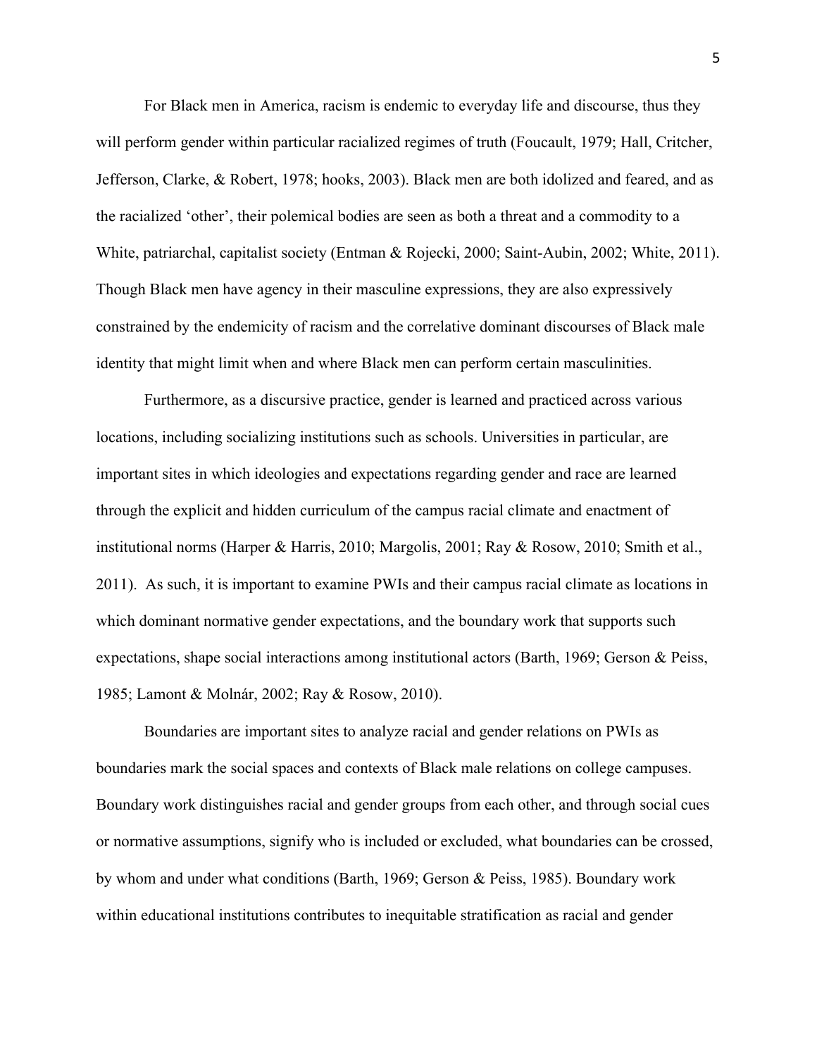For Black men in America, racism is endemic to everyday life and discourse, thus they will perform gender within particular racialized regimes of truth (Foucault, 1979; Hall, Critcher, Jefferson, Clarke, & Robert, 1978; hooks, 2003). Black men are both idolized and feared, and as the racialized 'other', their polemical bodies are seen as both a threat and a commodity to a White, patriarchal, capitalist society (Entman & Rojecki, 2000; Saint-Aubin, 2002; White, 2011). Though Black men have agency in their masculine expressions, they are also expressively constrained by the endemicity of racism and the correlative dominant discourses of Black male identity that might limit when and where Black men can perform certain masculinities.

Furthermore, as a discursive practice, gender is learned and practiced across various locations, including socializing institutions such as schools. Universities in particular, are important sites in which ideologies and expectations regarding gender and race are learned through the explicit and hidden curriculum of the campus racial climate and enactment of institutional norms (Harper & Harris, 2010; Margolis, 2001; Ray & Rosow, 2010; Smith et al., 2011). As such, it is important to examine PWIs and their campus racial climate as locations in which dominant normative gender expectations, and the boundary work that supports such expectations, shape social interactions among institutional actors (Barth, 1969; Gerson & Peiss, 1985; Lamont & Molnár, 2002; Ray & Rosow, 2010).

Boundaries are important sites to analyze racial and gender relations on PWIs as boundaries mark the social spaces and contexts of Black male relations on college campuses. Boundary work distinguishes racial and gender groups from each other, and through social cues or normative assumptions, signify who is included or excluded, what boundaries can be crossed, by whom and under what conditions (Barth, 1969; Gerson & Peiss, 1985). Boundary work within educational institutions contributes to inequitable stratification as racial and gender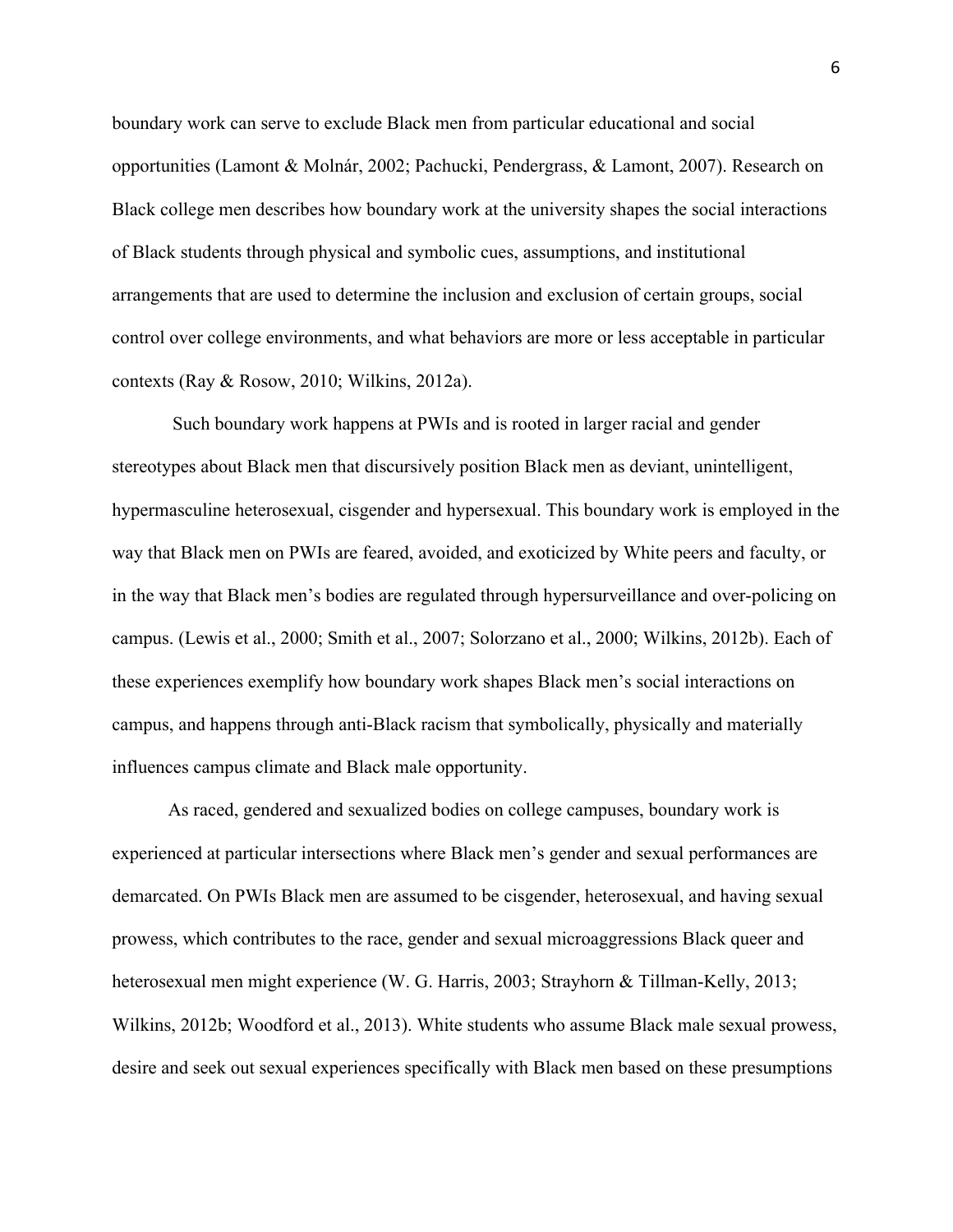boundary work can serve to exclude Black men from particular educational and social opportunities (Lamont & Molnár, 2002; Pachucki, Pendergrass, & Lamont, 2007). Research on Black college men describes how boundary work at the university shapes the social interactions of Black students through physical and symbolic cues, assumptions, and institutional arrangements that are used to determine the inclusion and exclusion of certain groups, social control over college environments, and what behaviors are more or less acceptable in particular contexts (Ray & Rosow, 2010; Wilkins, 2012a).

Such boundary work happens at PWIs and is rooted in larger racial and gender stereotypes about Black men that discursively position Black men as deviant, unintelligent, hypermasculine heterosexual, cisgender and hypersexual. This boundary work is employed in the way that Black men on PWIs are feared, avoided, and exoticized by White peers and faculty, or in the way that Black men's bodies are regulated through hypersurveillance and over-policing on campus. (Lewis et al., 2000; Smith et al., 2007; Solorzano et al., 2000; Wilkins, 2012b). Each of these experiences exemplify how boundary work shapes Black men's social interactions on campus, and happens through anti-Black racism that symbolically, physically and materially influences campus climate and Black male opportunity.

As raced, gendered and sexualized bodies on college campuses, boundary work is experienced at particular intersections where Black men's gender and sexual performances are demarcated. On PWIs Black men are assumed to be cisgender, heterosexual, and having sexual prowess, which contributes to the race, gender and sexual microaggressions Black queer and heterosexual men might experience (W. G. Harris, 2003; Strayhorn & Tillman-Kelly, 2013; Wilkins, 2012b; Woodford et al., 2013). White students who assume Black male sexual prowess, desire and seek out sexual experiences specifically with Black men based on these presumptions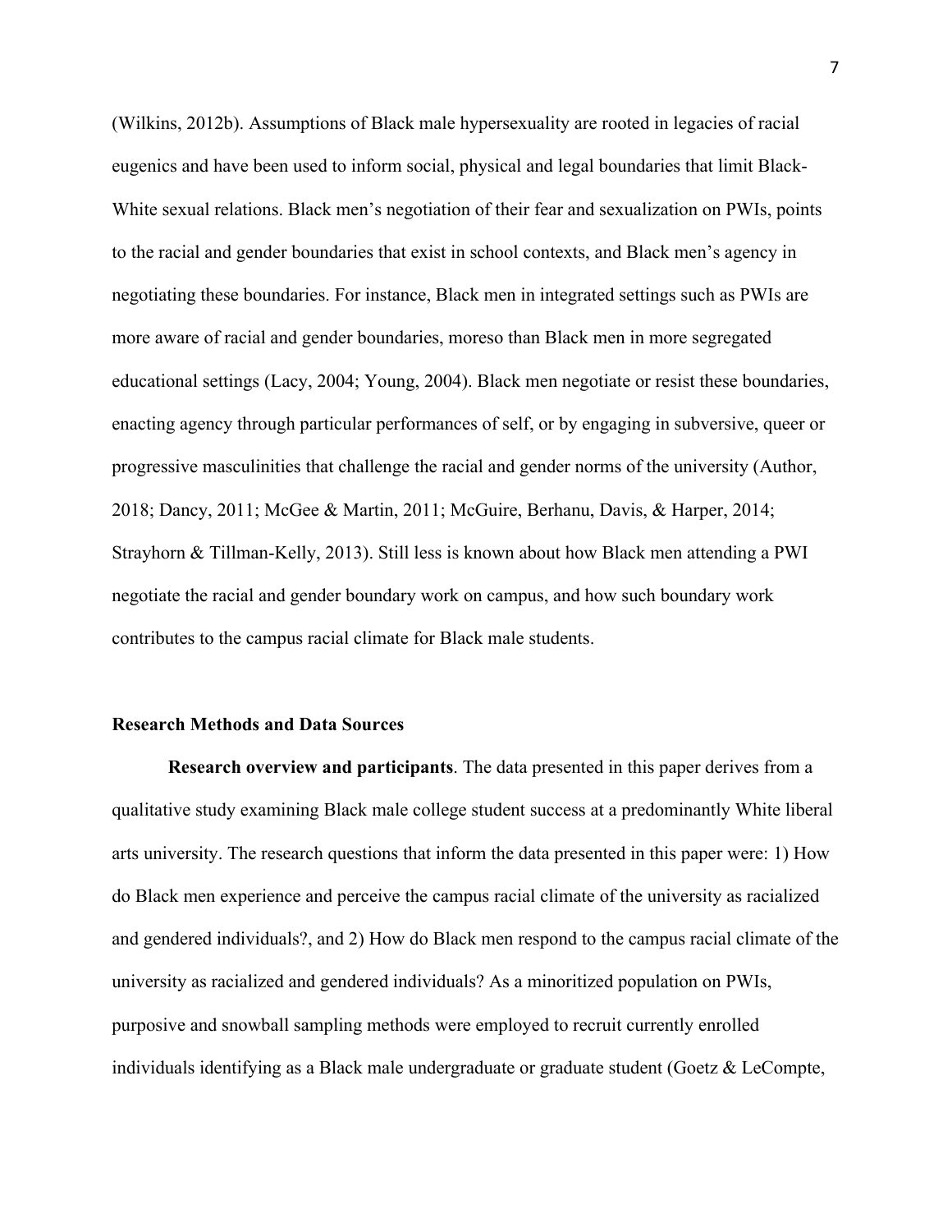(Wilkins, 2012b). Assumptions of Black male hypersexuality are rooted in legacies of racial eugenics and have been used to inform social, physical and legal boundaries that limit Black-White sexual relations. Black men's negotiation of their fear and sexualization on PWIs, points to the racial and gender boundaries that exist in school contexts, and Black men's agency in negotiating these boundaries. For instance, Black men in integrated settings such as PWIs are more aware of racial and gender boundaries, moreso than Black men in more segregated educational settings (Lacy, 2004; Young, 2004). Black men negotiate or resist these boundaries, enacting agency through particular performances of self, or by engaging in subversive, queer or progressive masculinities that challenge the racial and gender norms of the university (Author, 2018; Dancy, 2011; McGee & Martin, 2011; McGuire, Berhanu, Davis, & Harper, 2014; Strayhorn & Tillman-Kelly, 2013). Still less is known about how Black men attending a PWI negotiate the racial and gender boundary work on campus, and how such boundary work contributes to the campus racial climate for Black male students.

## Research Methods and Data Sources

**Research overview and participants**. The data presented in this paper derives from a qualitative study examining Black male college student success at a predominantly White liberal arts university. The research questions that inform the data presented in this paper were: 1) How do Black men experience and perceive the campus racial climate of the university as racialized and gendered individuals?, and 2) How do Black men respond to the campus racial climate of the university as racialized and gendered individuals? As a minoritized population on PWIs, purposive and snowball sampling methods were employed to recruit currently enrolled individuals identifying as a Black male undergraduate or graduate student (Goetz & LeCompte,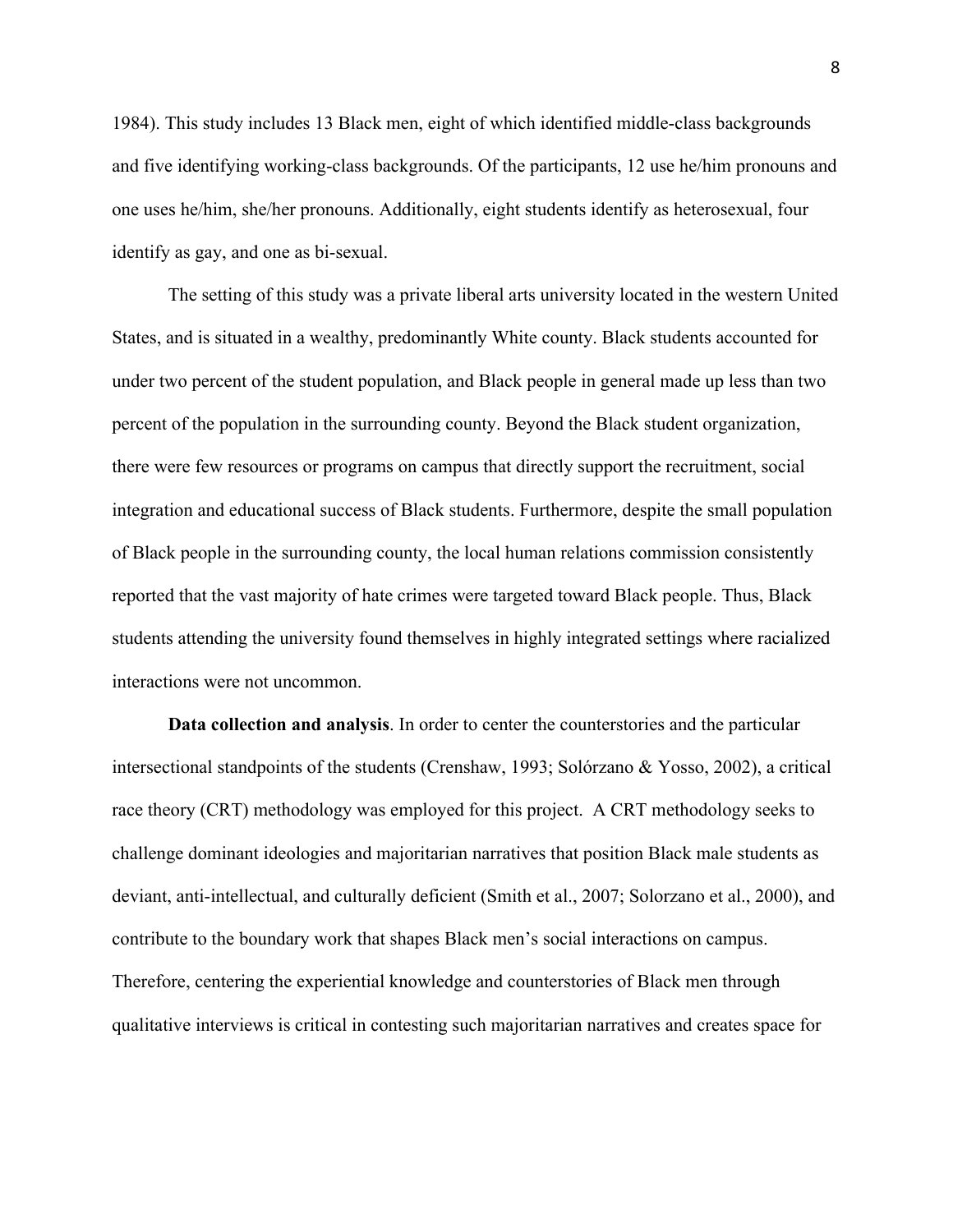1984). This study includes 13 Black men, eight of which identified middle-class backgrounds and five identifying working-class backgrounds. Of the participants, 12 use he/him pronouns and one uses he/him, she/her pronouns. Additionally, eight students identify as heterosexual, four identify as gay, and one as bi-sexual.

The setting of this study was a private liberal arts university located in the western United States, and is situated in a wealthy, predominantly White county. Black students accounted for under two percent of the student population, and Black people in general made up less than two percent of the population in the surrounding county. Beyond the Black student organization, there were few resources or programs on campus that directly support the recruitment, social integration and educational success of Black students. Furthermore, despite the small population of Black people in the surrounding county, the local human relations commission consistently reported that the vast majority of hate crimes were targeted toward Black people. Thus, Black students attending the university found themselves in highly integrated settings where racialized interactions were not uncommon.

**Data collection and analysis**. In order to center the counterstories and the particular intersectional standpoints of the students (Crenshaw, 1993; Solórzano & Yosso, 2002), a critical race theory (CRT) methodology was employed for this project. A CRT methodology seeks to challenge dominant ideologies and majoritarian narratives that position Black male students as deviant, anti-intellectual, and culturally deficient (Smith et al., 2007; Solorzano et al., 2000), and contribute to the boundary work that shapes Black men's social interactions on campus. Therefore, centering the experiential knowledge and counterstories of Black men through qualitative interviews is critical in contesting such majoritarian narratives and creates space for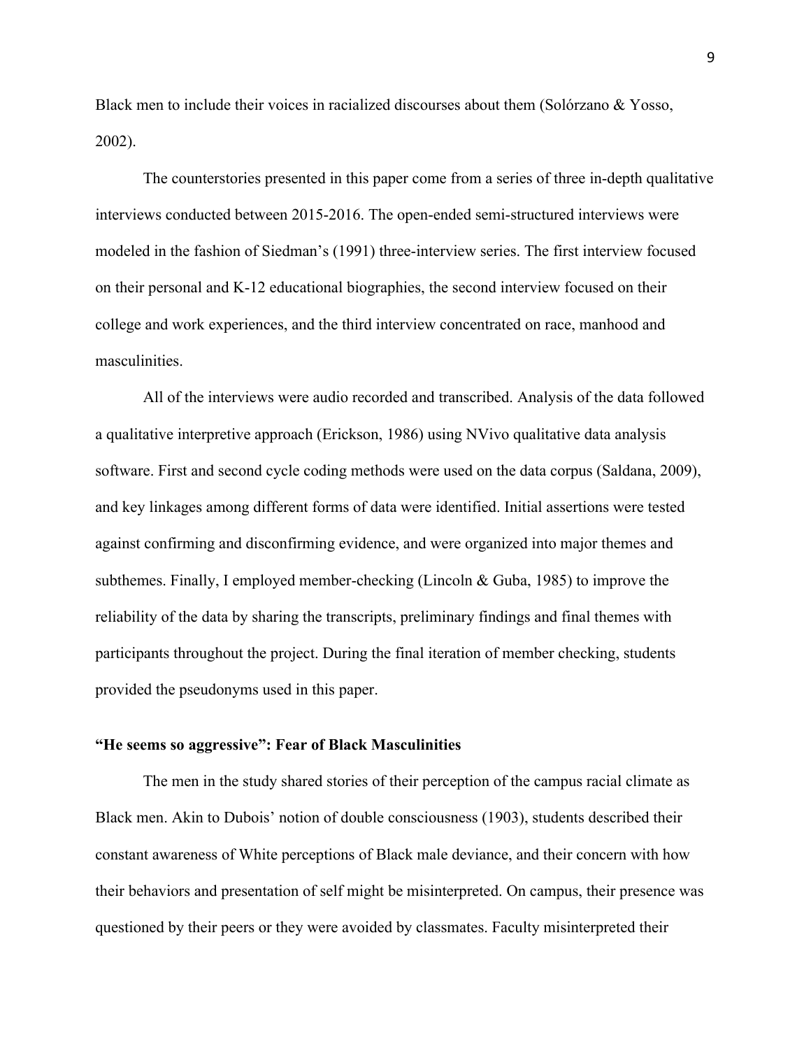Black men to include their voices in racialized discourses about them (Solórzano & Yosso, 2002).

The counterstories presented in this paper come from a series of three in-depth qualitative interviews conducted between 2015-2016. The open-ended semi-structured interviews were modeled in the fashion of Siedman's (1991) three-interview series. The first interview focused on their personal and K-12 educational biographies, the second interview focused on their college and work experiences, and the third interview concentrated on race, manhood and masculinities.

All of the interviews were audio recorded and transcribed. Analysis of the data followed a qualitative interpretive approach (Erickson, 1986) using NVivo qualitative data analysis software. First and second cycle coding methods were used on the data corpus (Saldana, 2009), and key linkages among different forms of data were identified. Initial assertions were tested against confirming and disconfirming evidence, and were organized into major themes and subthemes. Finally, I employed member-checking (Lincoln & Guba, 1985) to improve the reliability of the data by sharing the transcripts, preliminary findings and final themes with participants throughout the project. During the final iteration of member checking, students provided the pseudonyms used in this paper.

## "He seems so aggressive": Fear of Black Masculinities

The men in the study shared stories of their perception of the campus racial climate as Black men. Akin to Dubois' notion of double consciousness (1903), students described their constant awareness of White perceptions of Black male deviance, and their concern with how their behaviors and presentation of self might be misinterpreted. On campus, their presence was questioned by their peers or they were avoided by classmates. Faculty misinterpreted their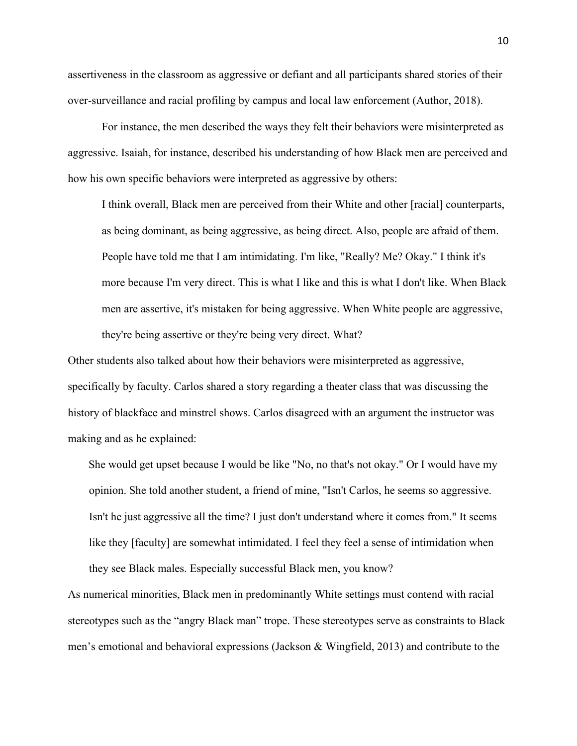assertiveness in the classroom as aggressive or defiant and all participants shared stories of their over-surveillance and racial profiling by campus and local law enforcement (Author, 2018).

For instance, the men described the ways they felt their behaviors were misinterpreted as aggressive. Isaiah, for instance, described his understanding of how Black men are perceived and how his own specific behaviors were interpreted as aggressive by others:

> I think overall, Black men are perceived from their White and other [racial] counterparts, as being dominant, as being aggressive, as being direct. Also, people are afraid of them. People have told me that I am intimidating. I'm like, "Really? Me? Okay." I think it's more because I'm very direct. This is what I like and this is what I don't like. When Black men are assertive, it's mistaken for being aggressive. When White people are aggressive, they're being assertive or they're being very direct. What?

Other students also talked about how their behaviors were misinterpreted as aggressive, specifically by faculty. Carlos shared a story regarding a theater class that was discussing the history of blackface and minstrel shows. Carlos disagreed with an argument the instructor was making and as he explained:

> She would get upset because I would be like "No, no that's not okay." Or I would have my opinion. She told another student, a friend of mine, "Isn't Carlos, he seems so aggressive. Isn't he just aggressive all the time? I just don't understand where it comes from." It seems like they [faculty] are somewhat intimidated. I feel they feel a sense of intimidation when they see Black males. Especially successful Black men, you know?

As numerical minorities, Black men in predominantly White settings must contend with racial stereotypes such as the "angry Black man" trope. These stereotypes serve as constraints to Black men's emotional and behavioral expressions (Jackson & Wingfield, 2013) and contribute to the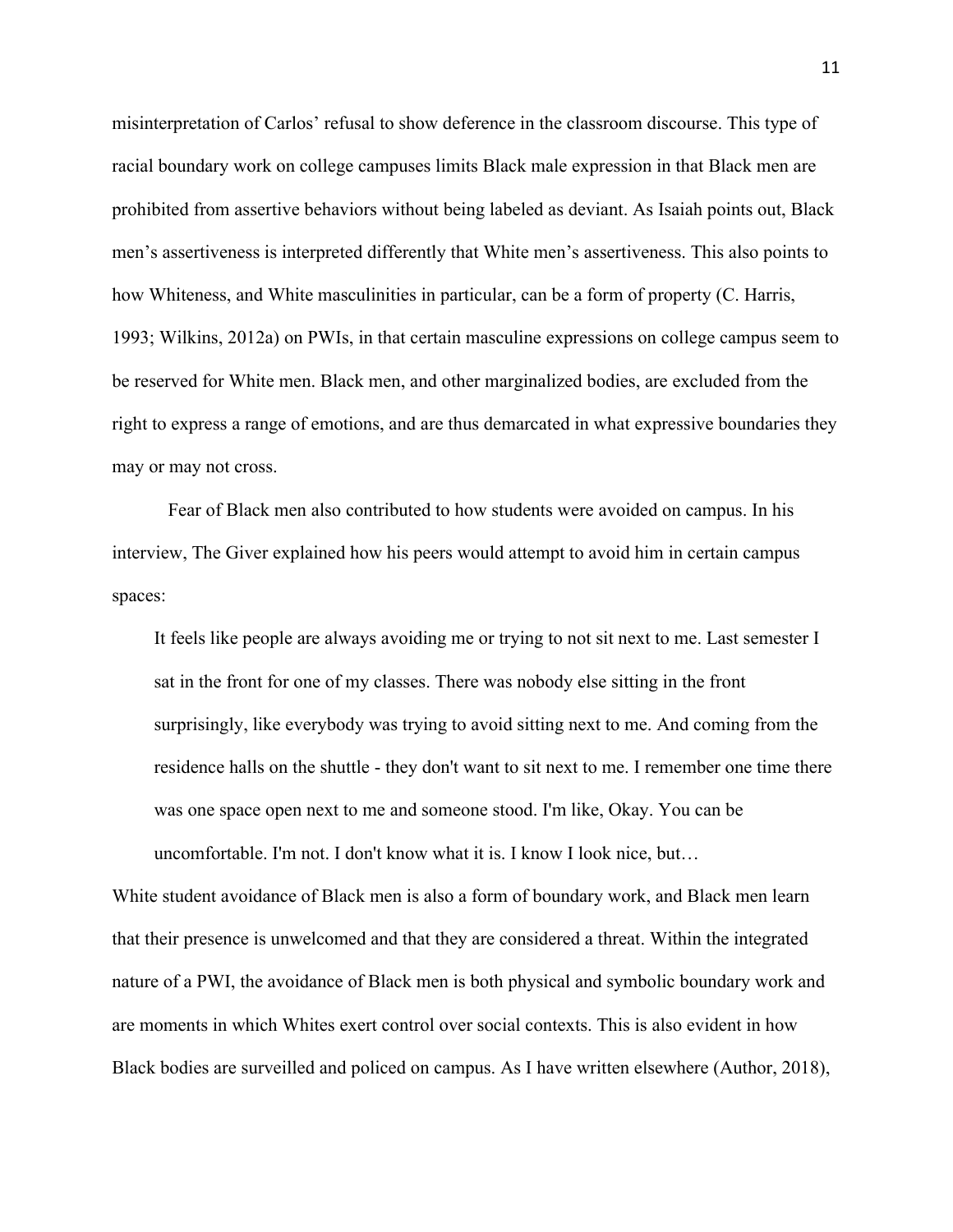misinterpretation of Carlos' refusal to show deference in the classroom discourse. This type of racial boundary work on college campuses limits Black male expression in that Black men are prohibited from assertive behaviors without being labeled as deviant. As Isaiah points out, Black men's assertiveness is interpreted differently that White men's assertiveness. This also points to how Whiteness, and White masculinities in particular, can be a form of property (C. Harris, 1993; Wilkins, 2012a) on PWIs, in that certain masculine expressions on college campus seem to be reserved for White men. Black men, and other marginalized bodies, are excluded from the right to express a range of emotions, and are thus demarcated in what expressive boundaries they may or may not cross.

Fear of Black men also contributed to how students were avoided on campus. In his interview, The Giver explained how his peers would attempt to avoid him in certain campus spaces:

> It feels like people are always avoiding me or trying to not sit next to me. Last semester I sat in the front for one of my classes. There was nobody else sitting in the front surprisingly, like everybody was trying to avoid sitting next to me. And coming from the residence halls on the shuttle - they don't want to sit next to me. I remember one time there was one space open next to me and someone stood. I'm like, Okay. You can be uncomfortable. I'm not. I don't know what it is. I know I look nice, but…

White student avoidance of Black men is also a form of boundary work, and Black men learn that their presence is unwelcomed and that they are considered a threat. Within the integrated nature of a PWI, the avoidance of Black men is both physical and symbolic boundary work and are moments in which Whites exert control over social contexts. This is also evident in how Black bodies are surveilled and policed on campus. As I have written elsewhere (Author, 2018),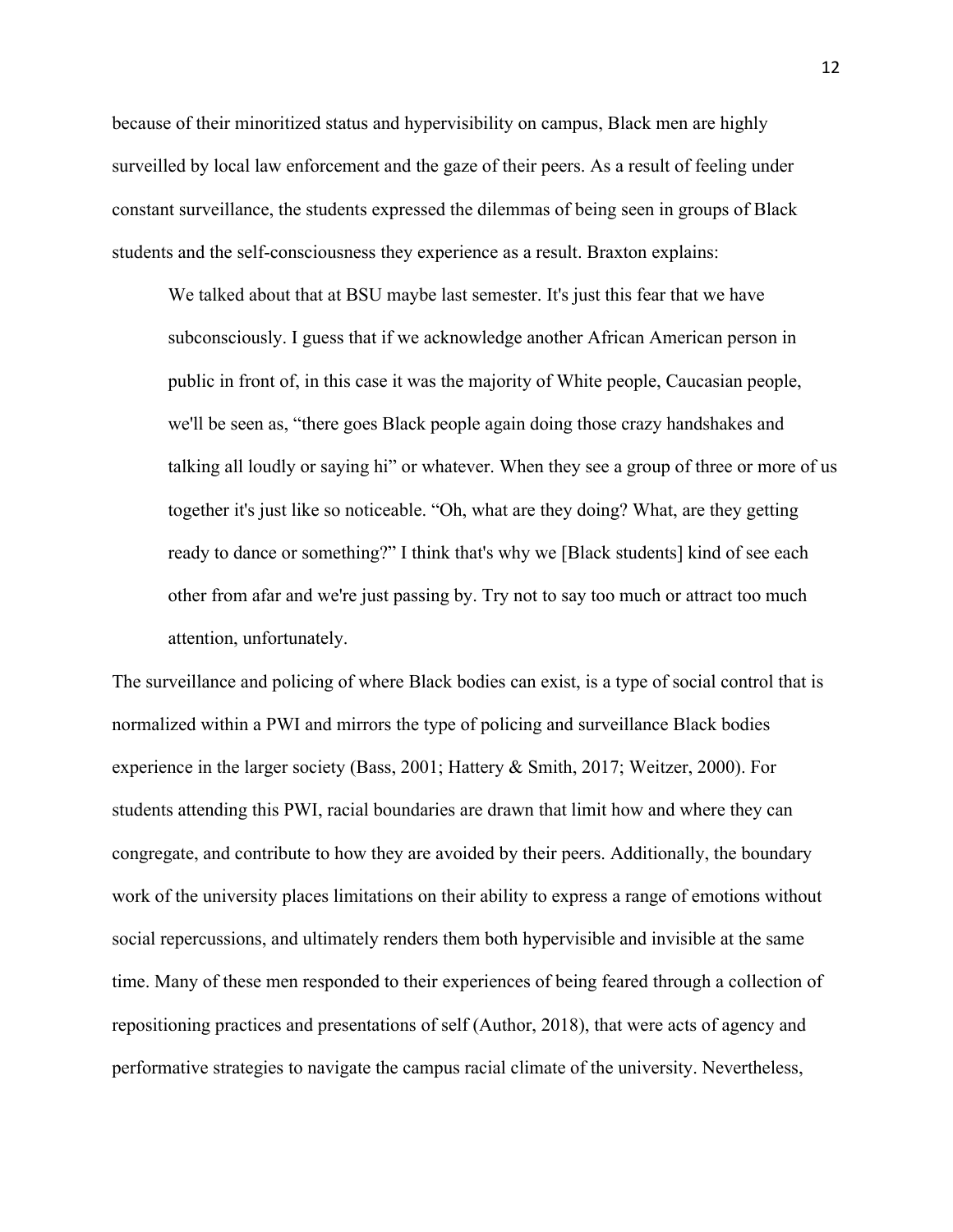because of their minoritized status and hypervisibility on campus, Black men are highly surveilled by local law enforcement and the gaze of their peers. As a result of feeling under constant surveillance, the students expressed the dilemmas of being seen in groups of Black students and the self-consciousness they experience as a result. Braxton explains:

> We talked about that at BSU maybe last semester. It's just this fear that we have subconsciously. I guess that if we acknowledge another African American person in public in front of, in this case it was the majority of White people, Caucasian people, we'll be seen as, "there goes Black people again doing those crazy handshakes and talking all loudly or saying hi" or whatever. When they see a group of three or more of us together it's just like so noticeable. "Oh, what are they doing? What, are they getting ready to dance or something?" I think that's why we [Black students] kind of see each other from afar and we're just passing by. Try not to say too much or attract too much attention, unfortunately.

The surveillance and policing of where Black bodies can exist, is a type of social control that is normalized within a PWI and mirrors the type of policing and surveillance Black bodies experience in the larger society (Bass, 2001; Hattery & Smith, 2017; Weitzer, 2000). For students attending this PWI, racial boundaries are drawn that limit how and where they can congregate, and contribute to how they are avoided by their peers. Additionally, the boundary work of the university places limitations on their ability to express a range of emotions without social repercussions, and ultimately renders them both hypervisible and invisible at the same time. Many of these men responded to their experiences of being feared through a collection of repositioning practices and presentations of self (Author, 2018), that were acts of agency and performative strategies to navigate the campus racial climate of the university. Nevertheless,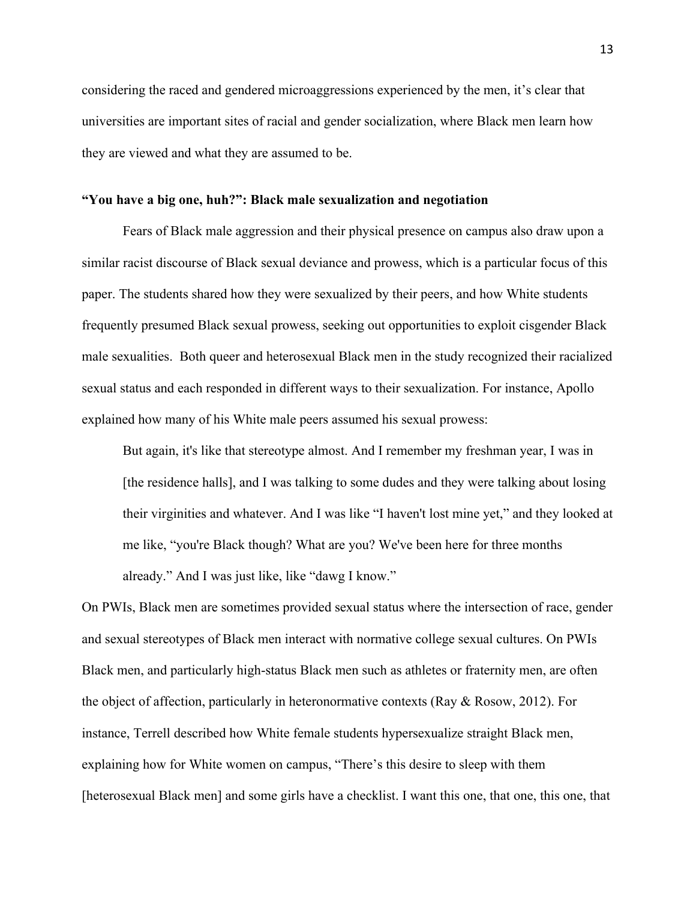considering the raced and gendered microaggressions experienced by the men, it's clear that universities are important sites of racial and gender socialization, where Black men learn how they are viewed and what they are assumed to be.

### "You have a big one, huh?": Black male sexualization and negotiation

Fears of Black male aggression and their physical presence on campus also draw upon a similar racist discourse of Black sexual deviance and prowess, which is a particular focus of this paper. The students shared how they were sexualized by their peers, and how White students frequently presumed Black sexual prowess, seeking out opportunities to exploit cisgender Black male sexualities. Both queer and heterosexual Black men in the study recognized their racialized sexual status and each responded in different ways to their sexualization. For instance, Apollo explained how many of his White male peers assumed his sexual prowess:

> But again, it's like that stereotype almost. And I remember my freshman year, I was in [the residence halls], and I was talking to some dudes and they were talking about losing their virginities and whatever. And I was like "I haven't lost mine yet," and they looked at me like, "you're Black though? What are you? We've been here for three months already." And I was just like, like "dawg I know."

On PWIs, Black men are sometimes provided sexual status where the intersection of race, gender and sexual stereotypes of Black men interact with normative college sexual cultures. On PWIs Black men, and particularly high-status Black men such as athletes or fraternity men, are often the object of affection, particularly in heteronormative contexts (Ray & Rosow, 2012). For instance, Terrell described how White female students hypersexualize straight Black men, explaining how for White women on campus, "There's this desire to sleep with them [heterosexual Black men] and some girls have a checklist. I want this one, that one, this one, that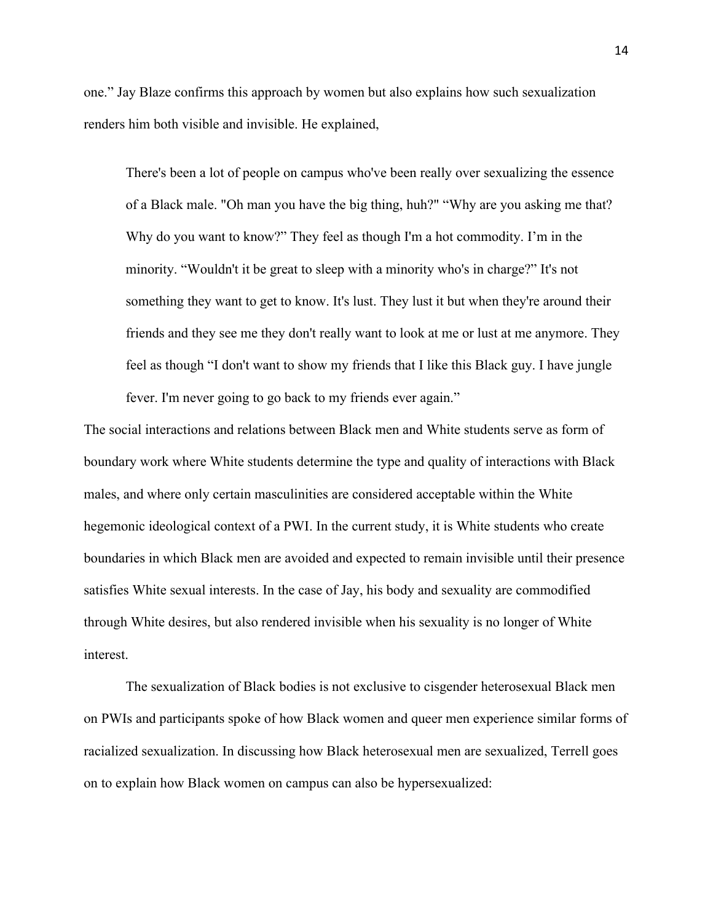one." Jay Blaze confirms this approach by women but also explains how such sexualization renders him both visible and invisible. He explained,

> There's been a lot of people on campus who've been really over sexualizing the essence of a Black male. "Oh man you have the big thing, huh?" "Why are you asking me that? Why do you want to know?" They feel as though I'm a hot commodity. I'm in the minority. "Wouldn't it be great to sleep with a minority who's in charge?" It's not something they want to get to know. It's lust. They lust it but when they're around their friends and they see me they don't really want to look at me or lust at me anymore. They feel as though "I don't want to show my friends that I like this Black guy. I have jungle fever. I'm never going to go back to my friends ever again."

The social interactions and relations between Black men and White students serve as form of boundary work where White students determine the type and quality of interactions with Black males, and where only certain masculinities are considered acceptable within the White hegemonic ideological context of a PWI. In the current study, it is White students who create boundaries in which Black men are avoided and expected to remain invisible until their presence satisfies White sexual interests. In the case of Jay, his body and sexuality are commodified through White desires, but also rendered invisible when his sexuality is no longer of White interest.

The sexualization of Black bodies is not exclusive to cisgender heterosexual Black men on PWIs and participants spoke of how Black women and queer men experience similar forms of racialized sexualization. In discussing how Black heterosexual men are sexualized, Terrell goes on to explain how Black women on campus can also be hypersexualized: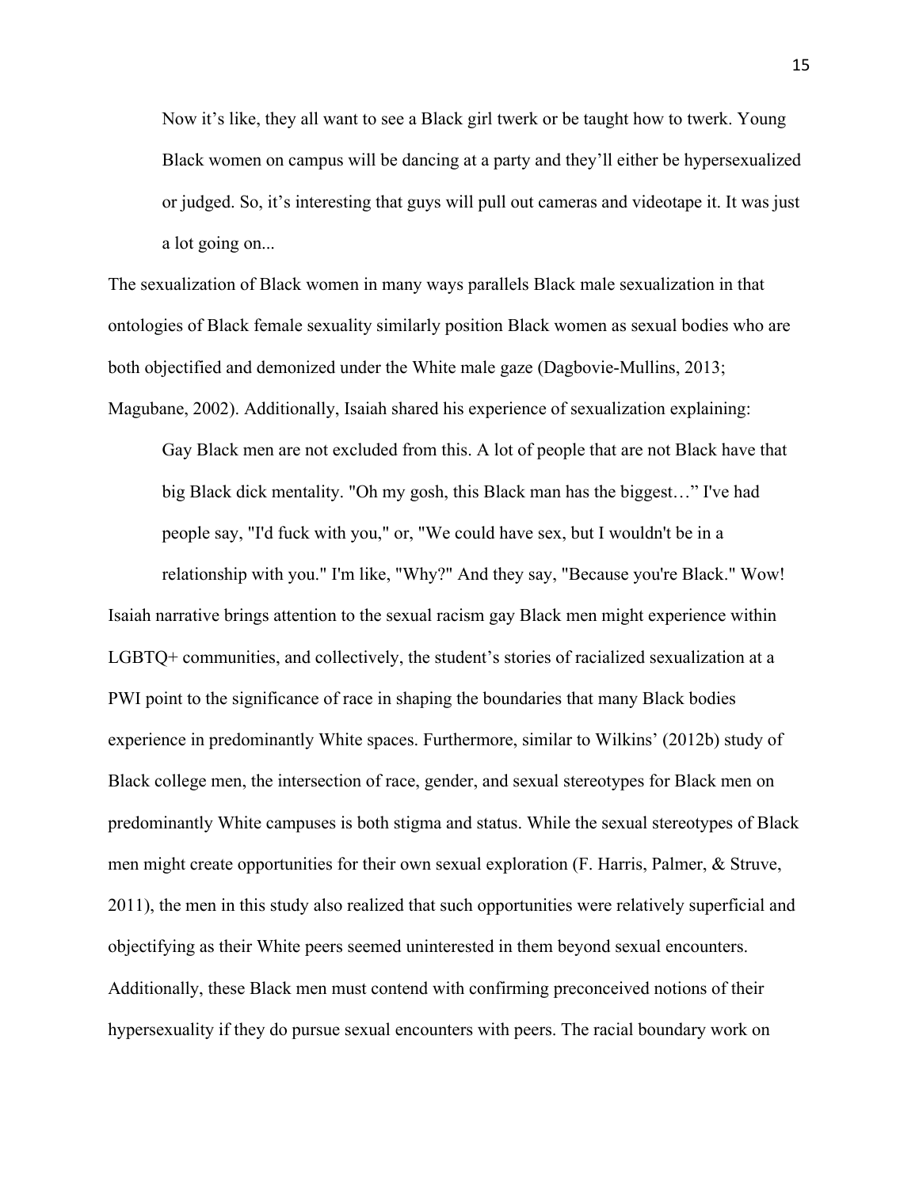> Now it's like, they all want to see a Black girl twerk or be taught how to twerk. Young Black women on campus will be dancing at a party and they'll either be hypersexualized or judged. So, it's interesting that guys will pull out cameras and videotape it. It was just a lot going on...

The sexualization of Black women in many ways parallels Black male sexualization in that ontologies of Black female sexuality similarly position Black women as sexual bodies who are both objectified and demonized under the White male gaze (Dagbovie-Mullins, 2013; Magubane, 2002). Additionally, Isaiah shared his experience of sexualization explaining:

> Gay Black men are not excluded from this. A lot of people that are not Black have that big Black dick mentality. "Oh my gosh, this Black man has the biggest…" I've had people say, "I'd fuck with you," or, "We could have sex, but I wouldn't be in a relationship with you." I'm like, "Why?" And they say, "Because you're Black." Wow!

Isaiah narrative brings attention to the sexual racism gay Black men might experience within LGBTQ+ communities, and collectively, the student's stories of racialized sexualization at a PWI point to the significance of race in shaping the boundaries that many Black bodies experience in predominantly White spaces. Furthermore, similar to Wilkins' (2012b) study of Black college men, the intersection of race, gender, and sexual stereotypes for Black men on predominantly White campuses is both stigma and status. While the sexual stereotypes of Black men might create opportunities for their own sexual exploration (F. Harris, Palmer, & Struve, 2011), the men in this study also realized that such opportunities were relatively superficial and objectifying as their White peers seemed uninterested in them beyond sexual encounters. Additionally, these Black men must contend with confirming preconceived notions of their hypersexuality if they do pursue sexual encounters with peers. The racial boundary work on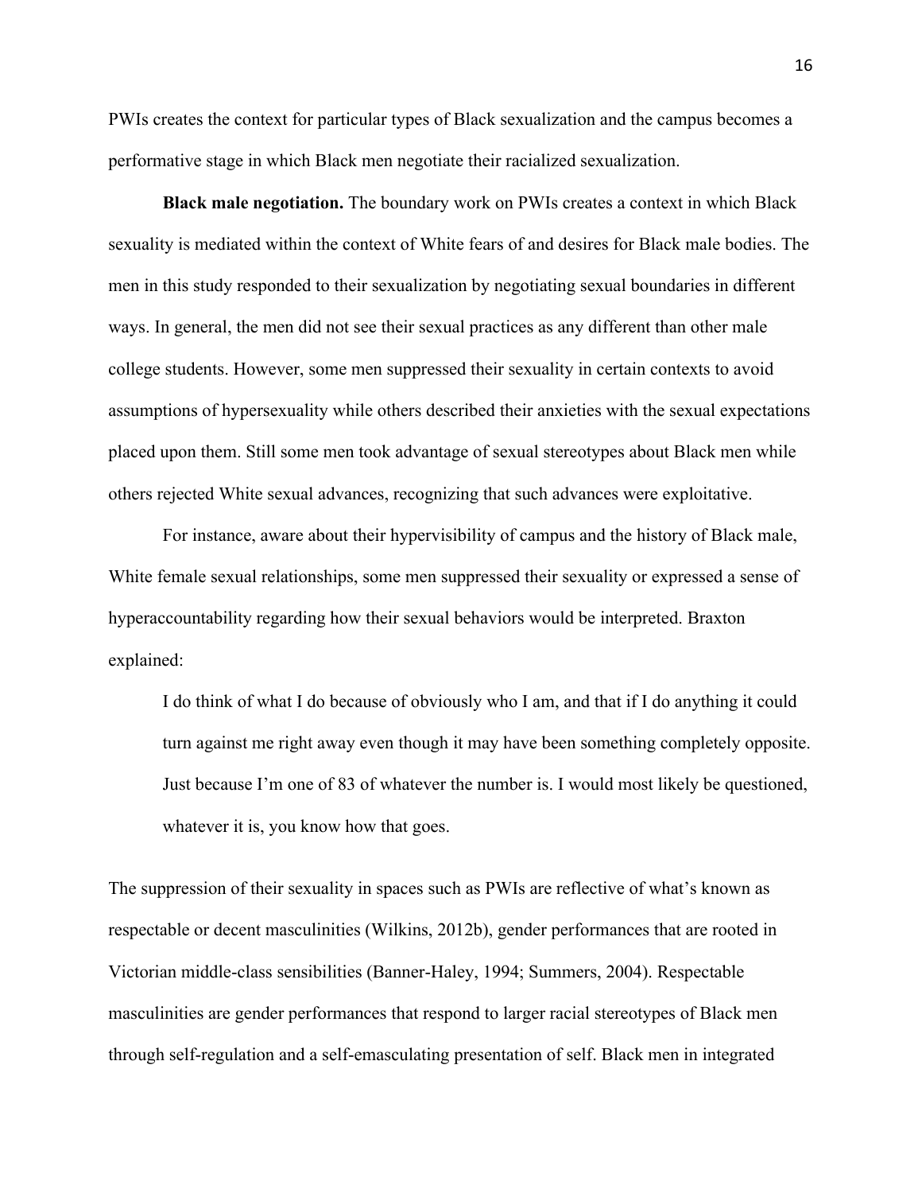PWIs creates the context for particular types of Black sexualization and the campus becomes a performative stage in which Black men negotiate their racialized sexualization.

**Black male negotiation.** The boundary work on PWIs creates a context in which Black sexuality is mediated within the context of White fears of and desires for Black male bodies. The men in this study responded to their sexualization by negotiating sexual boundaries in different ways. In general, the men did not see their sexual practices as any different than other male college students. However, some men suppressed their sexuality in certain contexts to avoid assumptions of hypersexuality while others described their anxieties with the sexual expectations placed upon them. Still some men took advantage of sexual stereotypes about Black men while others rejected White sexual advances, recognizing that such advances were exploitative.

For instance, aware about their hypervisibility of campus and the history of Black male, White female sexual relationships, some men suppressed their sexuality or expressed a sense of hyperaccountability regarding how their sexual behaviors would be interpreted. Braxton explained:

> I do think of what I do because of obviously who I am, and that if I do anything it could turn against me right away even though it may have been something completely opposite. Just because I'm one of 83 of whatever the number is. I would most likely be questioned, whatever it is, you know how that goes.

The suppression of their sexuality in spaces such as PWIs are reflective of what's known as respectable or decent masculinities (Wilkins, 2012b), gender performances that are rooted in Victorian middle-class sensibilities (Banner-Haley, 1994; Summers, 2004). Respectable masculinities are gender performances that respond to larger racial stereotypes of Black men through self-regulation and a self-emasculating presentation of self. Black men in integrated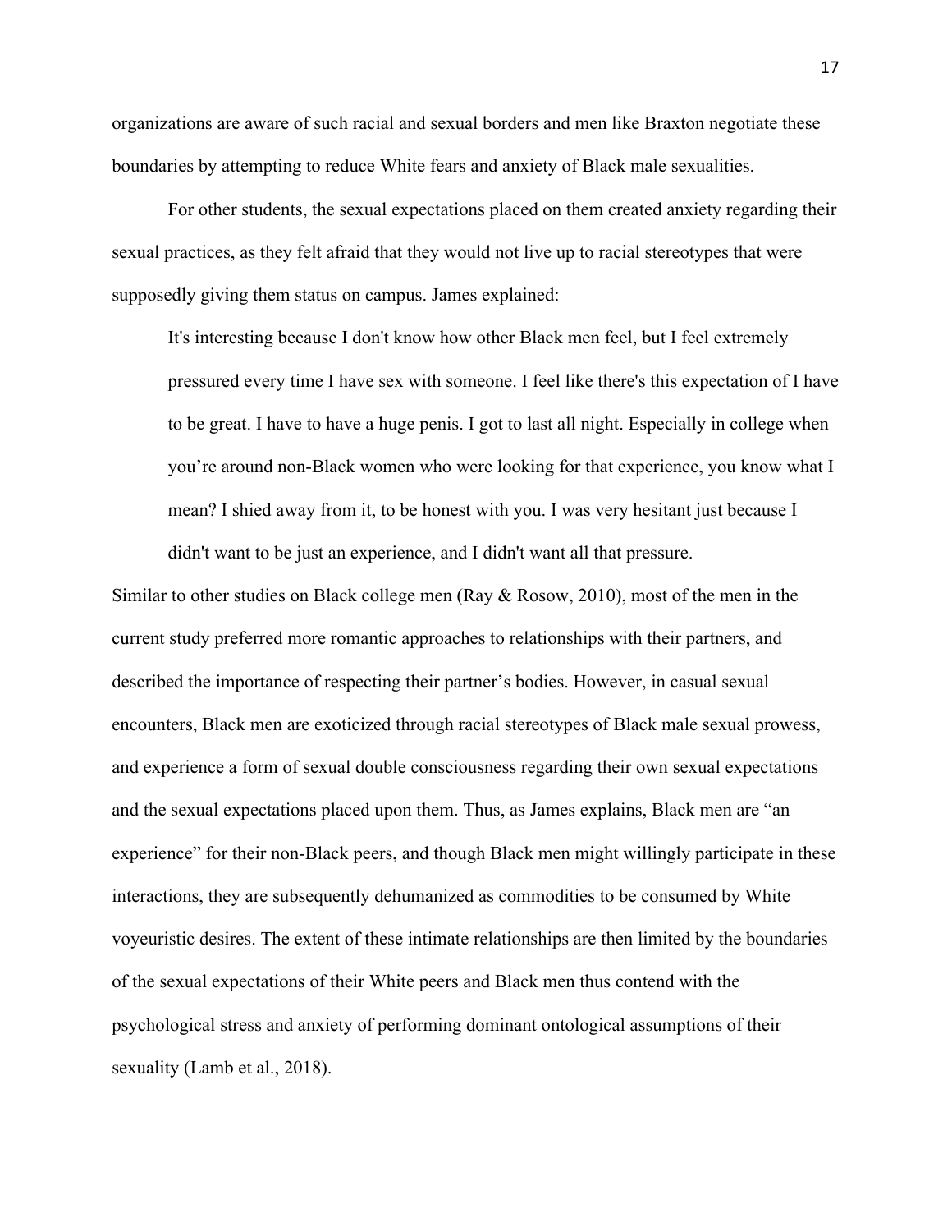organizations are aware of such racial and sexual borders and men like Braxton negotiate these boundaries by attempting to reduce White fears and anxiety of Black male sexualities.

For other students, the sexual expectations placed on them created anxiety regarding their sexual practices, as they felt afraid that they would not live up to racial stereotypes that were supposedly giving them status on campus. James explained:

> It's interesting because I don't know how other Black men feel, but I feel extremely pressured every time I have sex with someone. I feel like there's this expectation of I have to be great. I have to have a huge penis. I got to last all night. Especially in college when you're around non-Black women who were looking for that experience, you know what I mean? I shied away from it, to be honest with you. I was very hesitant just because I didn't want to be just an experience, and I didn't want all that pressure.

Similar to other studies on Black college men (Ray & Rosow, 2010), most of the men in the current study preferred more romantic approaches to relationships with their partners, and described the importance of respecting their partner's bodies. However, in casual sexual encounters, Black men are exoticized through racial stereotypes of Black male sexual prowess, and experience a form of sexual double consciousness regarding their own sexual expectations and the sexual expectations placed upon them. Thus, as James explains, Black men are "an experience" for their non-Black peers, and though Black men might willingly participate in these interactions, they are subsequently dehumanized as commodities to be consumed by White voyeuristic desires. The extent of these intimate relationships are then limited by the boundaries of the sexual expectations of their White peers and Black men thus contend with the psychological stress and anxiety of performing dominant ontological assumptions of their sexuality (Lamb et al., 2018).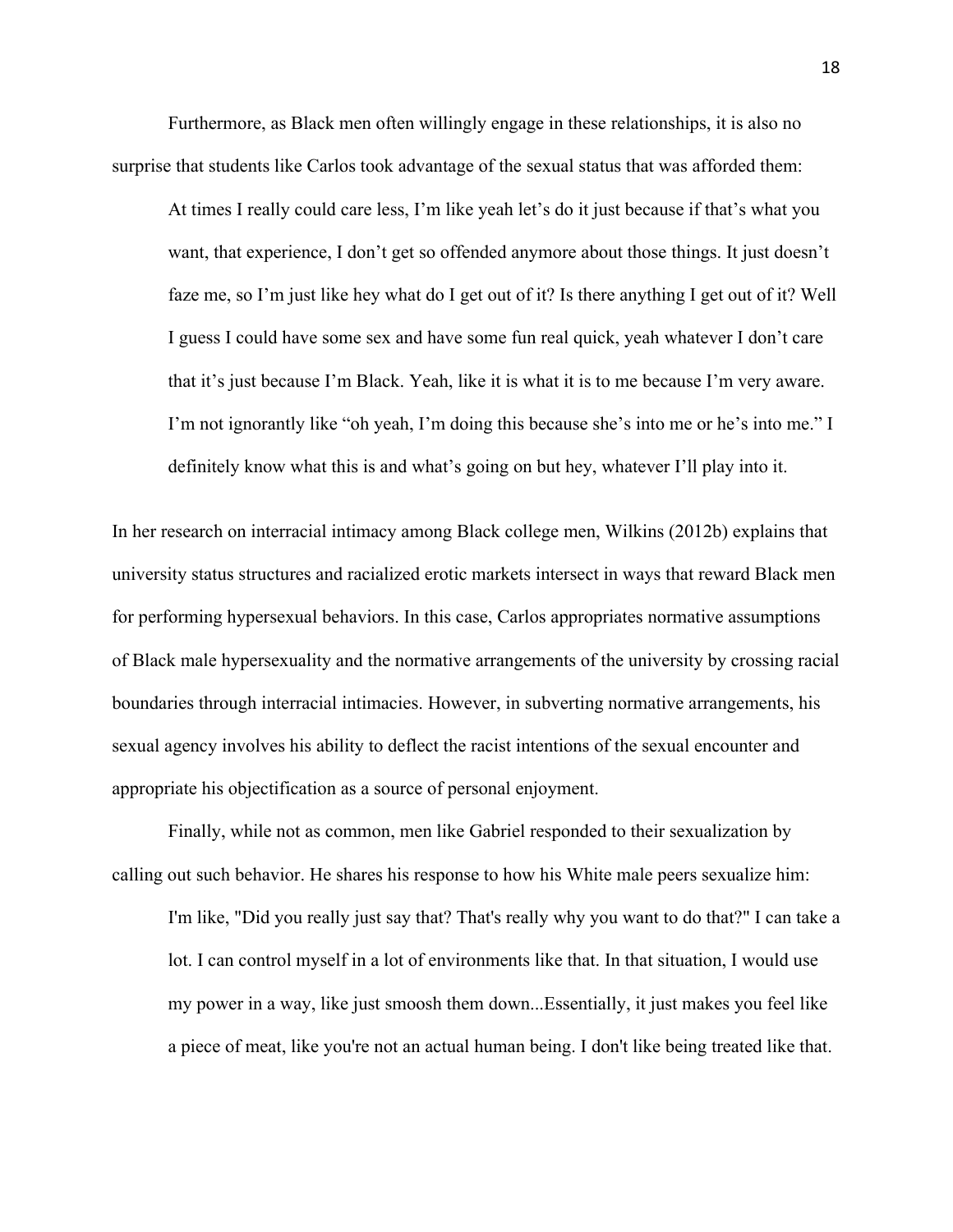Furthermore, as Black men often willingly engage in these relationships, it is also no surprise that students like Carlos took advantage of the sexual status that was afforded them:

> At times I really could care less, I'm like yeah let's do it just because if that's what you want, that experience, I don't get so offended anymore about those things. It just doesn't faze me, so I'm just like hey what do I get out of it? Is there anything I get out of it? Well I guess I could have some sex and have some fun real quick, yeah whatever I don't care that it's just because I'm Black. Yeah, like it is what it is to me because I'm very aware. I'm not ignorantly like "oh yeah, I'm doing this because she's into me or he's into me." I definitely know what this is and what's going on but hey, whatever I'll play into it.

In her research on interracial intimacy among Black college men, Wilkins (2012b) explains that university status structures and racialized erotic markets intersect in ways that reward Black men for performing hypersexual behaviors. In this case, Carlos appropriates normative assumptions of Black male hypersexuality and the normative arrangements of the university by crossing racial boundaries through interracial intimacies. However, in subverting normative arrangements, his sexual agency involves his ability to deflect the racist intentions of the sexual encounter and appropriate his objectification as a source of personal enjoyment.

Finally, while not as common, men like Gabriel responded to their sexualization by calling out such behavior. He shares his response to how his White male peers sexualize him:

> I'm like, "Did you really just say that? That's really why you want to do that?" I can take a lot. I can control myself in a lot of environments like that. In that situation, I would use my power in a way, like just smoosh them down...Essentially, it just makes you feel like a piece of meat, like you're not an actual human being. I don't like being treated like that.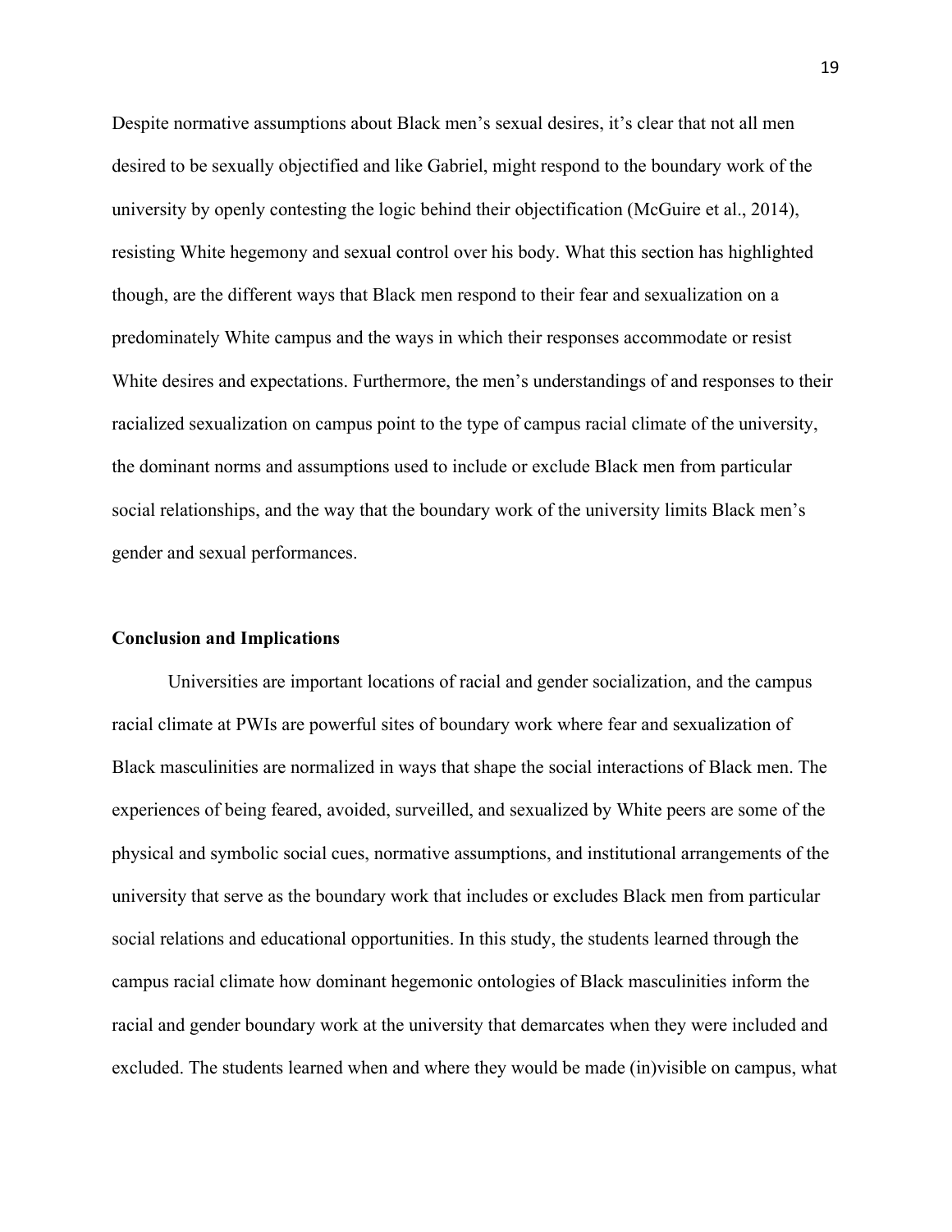Despite normative assumptions about Black men's sexual desires, it's clear that not all men desired to be sexually objectified and like Gabriel, might respond to the boundary work of the university by openly contesting the logic behind their objectification (McGuire et al., 2014), resisting White hegemony and sexual control over his body. What this section has highlighted though, are the different ways that Black men respond to their fear and sexualization on a predominately White campus and the ways in which their responses accommodate or resist White desires and expectations. Furthermore, the men's understandings of and responses to their racialized sexualization on campus point to the type of campus racial climate of the university, the dominant norms and assumptions used to include or exclude Black men from particular social relationships, and the way that the boundary work of the university limits Black men's gender and sexual performances.

**Conclusion and Implications**

Universities are important locations of racial and gender socialization, and the campus racial climate at PWIs are powerful sites of boundary work where fear and sexualization of Black masculinities are normalized in ways that shape the social interactions of Black men. The experiences of being feared, avoided, surveilled, and sexualized by White peers are some of the physical and symbolic social cues, normative assumptions, and institutional arrangements of the university that serve as the boundary work that includes or excludes Black men from particular social relations and educational opportunities. In this study, the students learned through the campus racial climate how dominant hegemonic ontologies of Black masculinities inform the racial and gender boundary work at the university that demarcates when they were included and excluded. The students learned when and where they would be made (in)visible on campus, what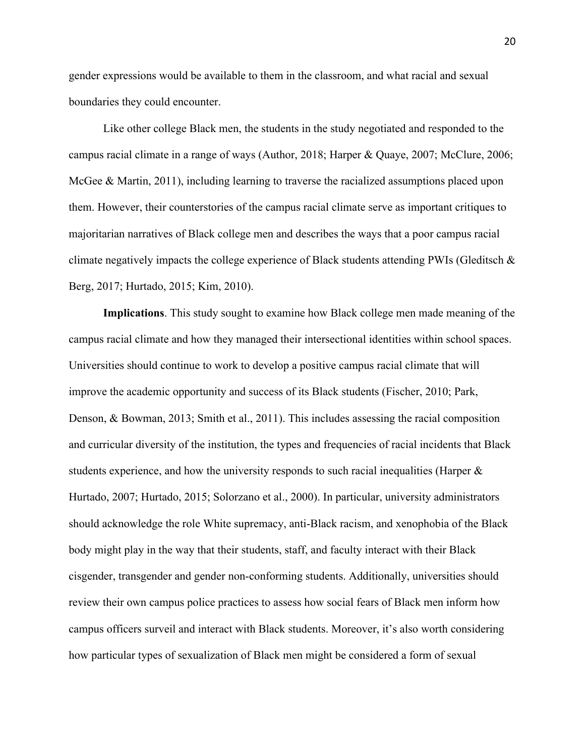gender expressions would be available to them in the classroom, and what racial and sexual boundaries they could encounter.

Like other college Black men, the students in the study negotiated and responded to the campus racial climate in a range of ways (Author, 2018; Harper & Quaye, 2007; McClure, 2006; McGee & Martin, 2011), including learning to traverse the racialized assumptions placed upon them. However, their counterstories of the campus racial climate serve as important critiques to majoritarian narratives of Black college men and describes the ways that a poor campus racial climate negatively impacts the college experience of Black students attending PWIs (Gleditsch & Berg, 2017; Hurtado, 2015; Kim, 2010).

**Implications**. This study sought to examine how Black college men made meaning of the campus racial climate and how they managed their intersectional identities within school spaces. Universities should continue to work to develop a positive campus racial climate that will improve the academic opportunity and success of its Black students (Fischer, 2010; Park, Denson, & Bowman, 2013; Smith et al., 2011). This includes assessing the racial composition and curricular diversity of the institution, the types and frequencies of racial incidents that Black students experience, and how the university responds to such racial inequalities (Harper & Hurtado, 2007; Hurtado, 2015; Solorzano et al., 2000). In particular, university administrators should acknowledge the role White supremacy, anti-Black racism, and xenophobia of the Black body might play in the way that their students, staff, and faculty interact with their Black cisgender, transgender and gender non-conforming students. Additionally, universities should review their own campus police practices to assess how social fears of Black men inform how campus officers surveil and interact with Black students. Moreover, it's also worth considering how particular types of sexualization of Black men might be considered a form of sexual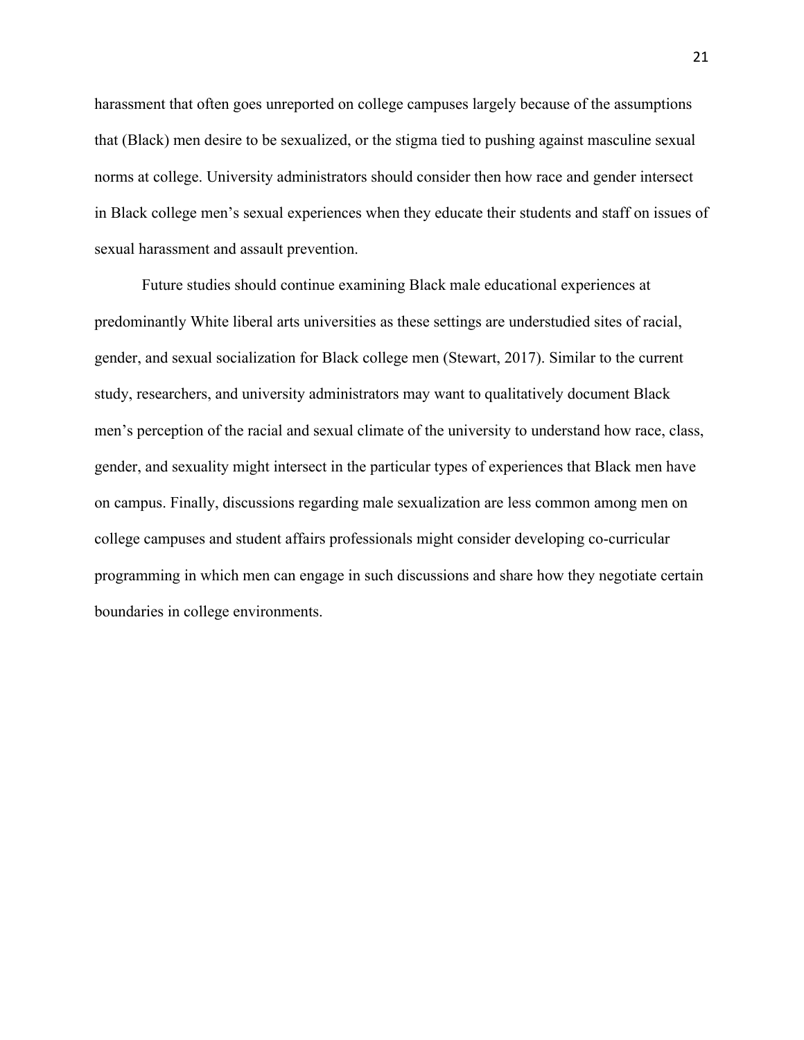harassment that often goes unreported on college campuses largely because of the assumptions that (Black) men desire to be sexualized, or the stigma tied to pushing against masculine sexual norms at college. University administrators should consider then how race and gender intersect in Black college men's sexual experiences when they educate their students and staff on issues of sexual harassment and assault prevention.

Future studies should continue examining Black male educational experiences at predominantly White liberal arts universities as these settings are understudied sites of racial, gender, and sexual socialization for Black college men (Stewart, 2017). Similar to the current study, researchers, and university administrators may want to qualitatively document Black men's perception of the racial and sexual climate of the university to understand how race, class, gender, and sexuality might intersect in the particular types of experiences that Black men have on campus. Finally, discussions regarding male sexualization are less common among men on college campuses and student affairs professionals might consider developing co-curricular programming in which men can engage in such discussions and share how they negotiate certain boundaries in college environments.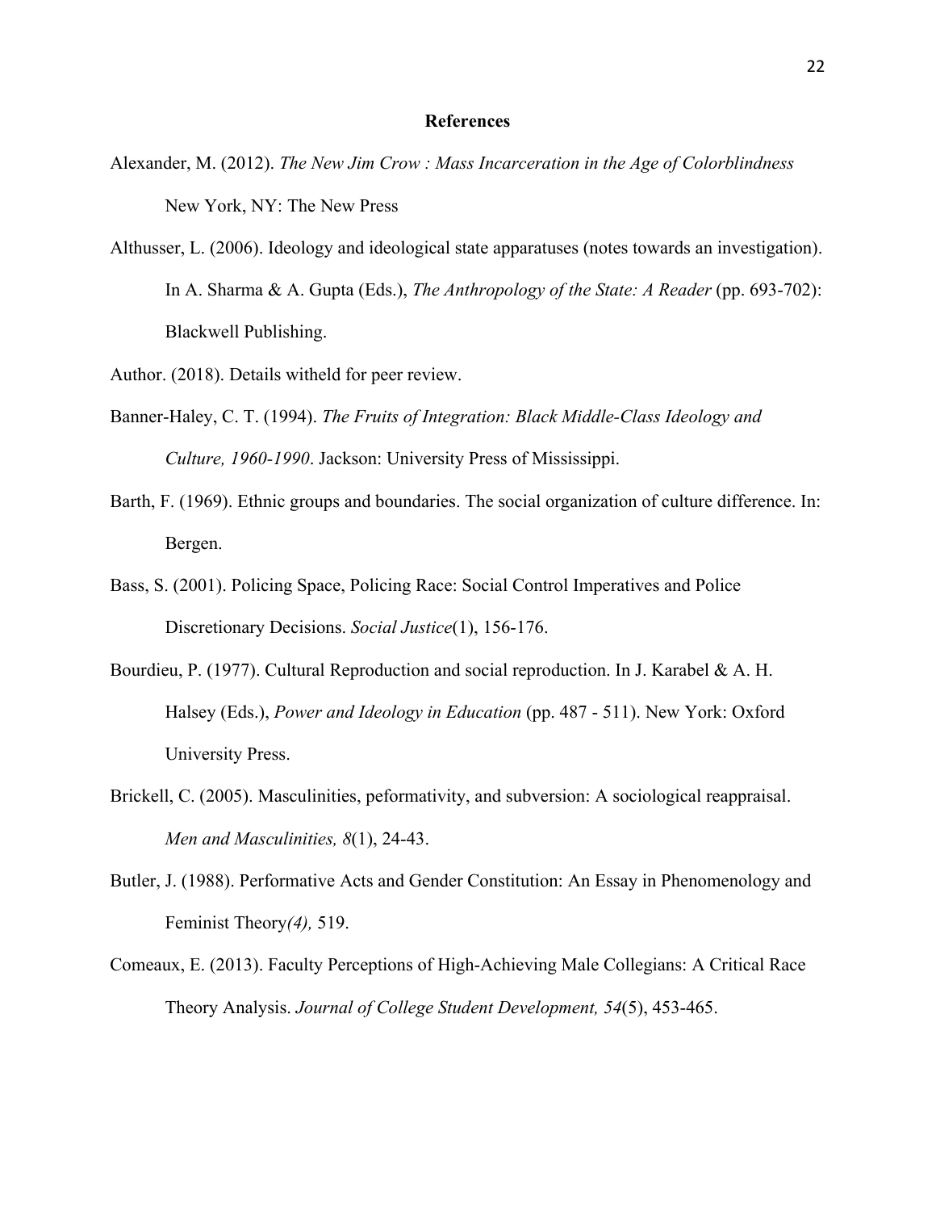## References

Alexander, M. (2012). *The New Jim Crow : Mass Incarceration in the Age of Colorblindness* New York, NY: The New Press

Althusser, L. (2006). Ideology and ideological state apparatuses (notes towards an investigation). In A. Sharma & A. Gupta (Eds.), *The Anthropology of the State: A Reader* (pp. 693-702): Blackwell Publishing.

Author. (2018). Details witheld for peer review.

Banner-Haley, C. T. (1994). *The Fruits of Integration: Black Middle-Class Ideology and Culture, 1960-1990*. Jackson: University Press of Mississippi.

Barth, F. (1969). Ethnic groups and boundaries. The social organization of culture difference. In: Bergen.

Bass, S. (2001). Policing Space, Policing Race: Social Control Imperatives and Police Discretionary Decisions. *Social Justice*(1), 156-176.

Bourdieu, P. (1977). Cultural Reproduction and social reproduction. In J. Karabel & A. H. Halsey (Eds.), *Power and Ideology in Education* (pp. 487 - 511). New York: Oxford University Press.

Brickell, C. (2005). Masculinities, peformativity, and subversion: A sociological reappraisal. *Men and Masculinities, 8*(1), 24-43.

Butler, J. (1988). Performative Acts and Gender Constitution: An Essay in Phenomenology and Feminist Theory*(4),* 519.

Comeaux, E. (2013). Faculty Perceptions of High-Achieving Male Collegians: A Critical Race Theory Analysis. *Journal of College Student Development, 54*(5), 453-465.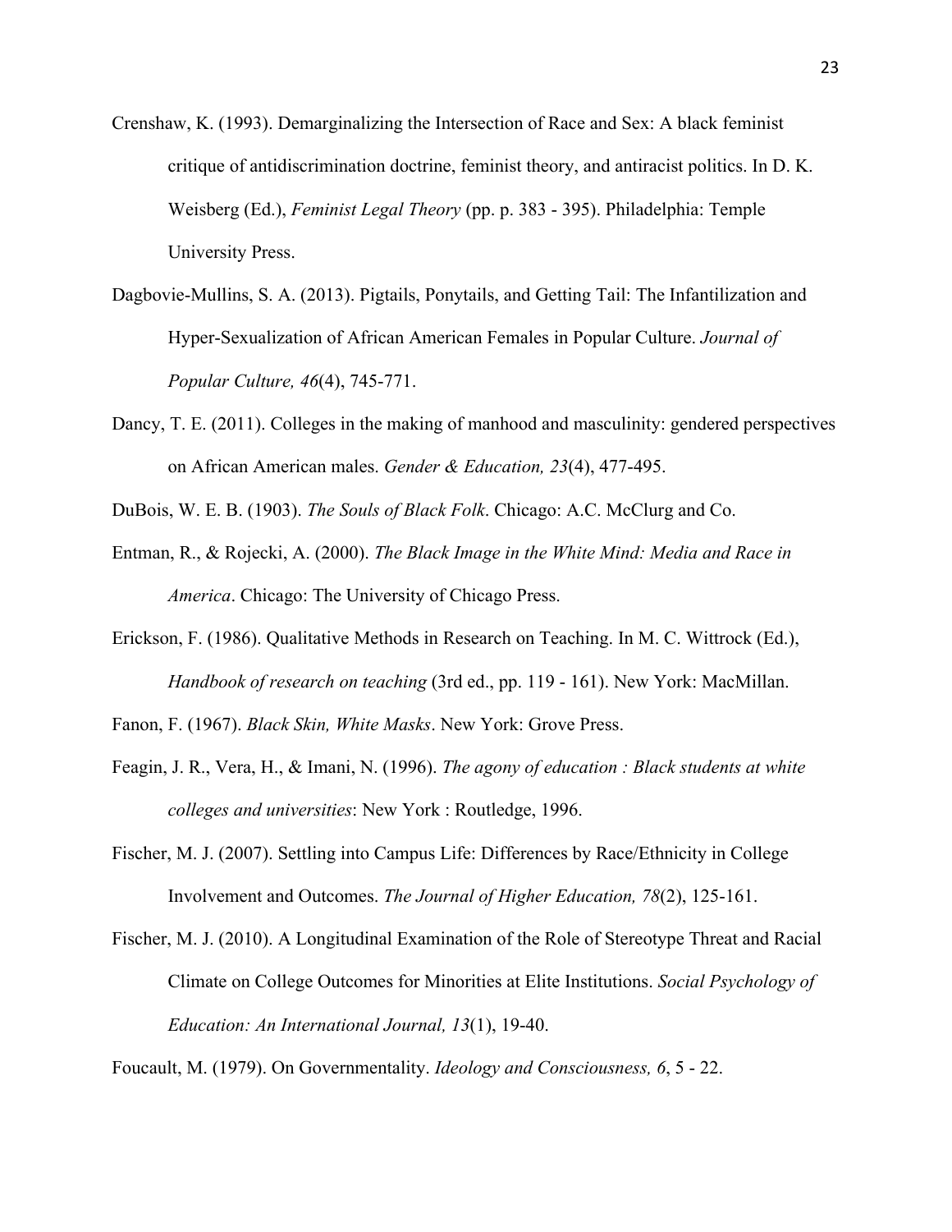Crenshaw, K. (1993). Demarginalizing the Intersection of Race and Sex: A black feminist critique of antidiscrimination doctrine, feminist theory, and antiracist politics. In D. K. Weisberg (Ed.), *Feminist Legal Theory* (pp. p. 383 - 395). Philadelphia: Temple University Press.

Dagbovie-Mullins, S. A. (2013). Pigtails, Ponytails, and Getting Tail: The Infantilization and Hyper-Sexualization of African American Females in Popular Culture. *Journal of Popular Culture, 46*(4), 745-771.

Dancy, T. E. (2011). Colleges in the making of manhood and masculinity: gendered perspectives on African American males. *Gender & Education, 23*(4), 477-495.

DuBois, W. E. B. (1903). *The Souls of Black Folk*. Chicago: A.C. McClurg and Co.

Entman, R., & Rojecki, A. (2000). *The Black Image in the White Mind: Media and Race in America*. Chicago: The University of Chicago Press.

Erickson, F. (1986). Qualitative Methods in Research on Teaching. In M. C. Wittrock (Ed.), *Handbook of research on teaching* (3rd ed., pp. 119 - 161). New York: MacMillan.

Fanon, F. (1967). *Black Skin, White Masks*. New York: Grove Press.

Feagin, J. R., Vera, H., & Imani, N. (1996). *The agony of education : Black students at white colleges and universities*: New York : Routledge, 1996.

Fischer, M. J. (2007). Settling into Campus Life: Differences by Race/Ethnicity in College Involvement and Outcomes. *The Journal of Higher Education, 78*(2), 125-161.

Fischer, M. J. (2010). A Longitudinal Examination of the Role of Stereotype Threat and Racial Climate on College Outcomes for Minorities at Elite Institutions. *Social Psychology of Education: An International Journal, 13*(1), 19-40.

Foucault, M. (1979). On Governmentality. *Ideology and Consciousness, 6*, 5 - 22.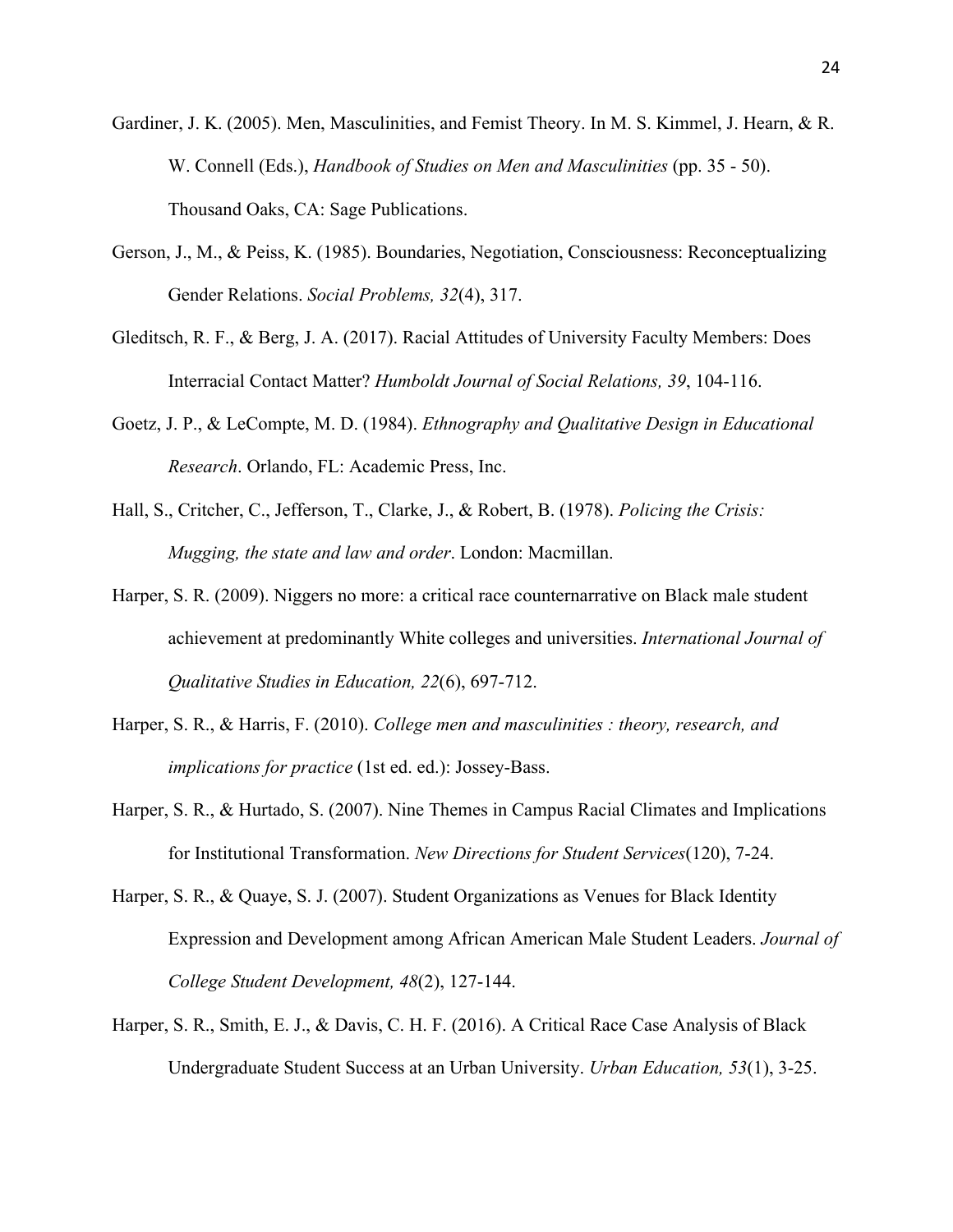Gardiner, J. K. (2005). Men, Masculinities, and Femist Theory. In M. S. Kimmel, J. Hearn, & R. W. Connell (Eds.), *Handbook of Studies on Men and Masculinities* (pp. 35 - 50). Thousand Oaks, CA: Sage Publications.

Gerson, J., M., & Peiss, K. (1985). Boundaries, Negotiation, Consciousness: Reconceptualizing Gender Relations. *Social Problems, 32*(4), 317.

Gleditsch, R. F., & Berg, J. A. (2017). Racial Attitudes of University Faculty Members: Does Interracial Contact Matter? *Humboldt Journal of Social Relations, 39*, 104-116.

Goetz, J. P., & LeCompte, M. D. (1984). *Ethnography and Qualitative Design in Educational Research*. Orlando, FL: Academic Press, Inc.

Hall, S., Critcher, C., Jefferson, T., Clarke, J., & Robert, B. (1978). *Policing the Crisis: Mugging, the state and law and order*. London: Macmillan.

Harper, S. R. (2009). Niggers no more: a critical race counternarrative on Black male student achievement at predominantly White colleges and universities. *International Journal of Qualitative Studies in Education, 22*(6), 697-712.

Harper, S. R., & Harris, F. (2010). *College men and masculinities : theory, research, and implications for practice* (1st ed. ed.): Jossey-Bass.

Harper, S. R., & Hurtado, S. (2007). Nine Themes in Campus Racial Climates and Implications for Institutional Transformation. *New Directions for Student Services*(120), 7-24.

Harper, S. R., & Quaye, S. J. (2007). Student Organizations as Venues for Black Identity Expression and Development among African American Male Student Leaders. *Journal of College Student Development, 48*(2), 127-144.

Harper, S. R., Smith, E. J., & Davis, C. H. F. (2016). A Critical Race Case Analysis of Black Undergraduate Student Success at an Urban University. *Urban Education, 53*(1), 3-25.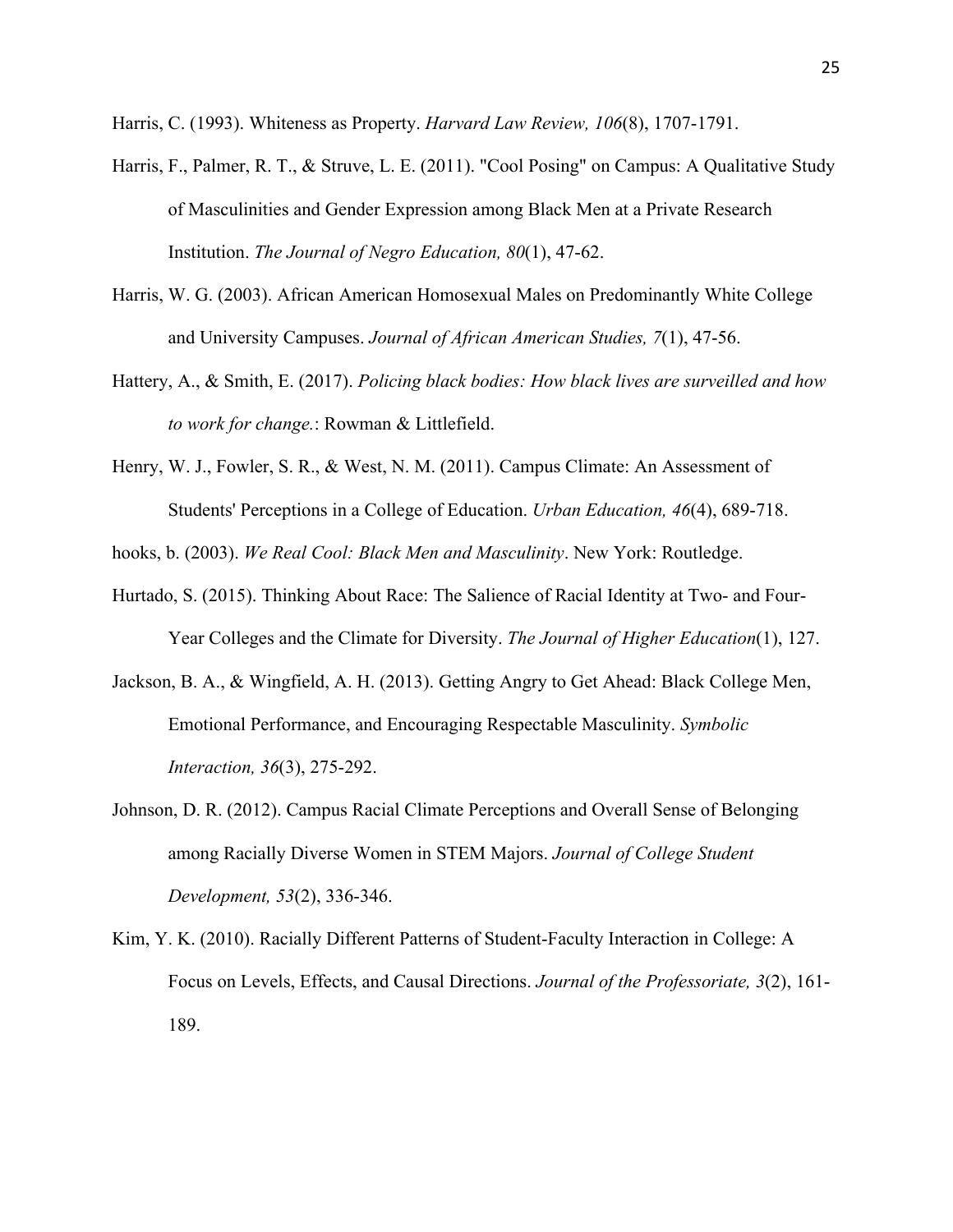Harris, C. (1993). Whiteness as Property. *Harvard Law Review, 106*(8), 1707-1791.

Harris, F., Palmer, R. T., & Struve, L. E. (2011). "Cool Posing" on Campus: A Qualitative Study of Masculinities and Gender Expression among Black Men at a Private Research Institution. *The Journal of Negro Education, 80*(1), 47-62.

Harris, W. G. (2003). African American Homosexual Males on Predominantly White College and University Campuses. *Journal of African American Studies, 7*(1), 47-56.

Hattery, A., & Smith, E. (2017). *Policing black bodies: How black lives are surveilled and how to work for change.*: Rowman & Littlefield.

Henry, W. J., Fowler, S. R., & West, N. M. (2011). Campus Climate: An Assessment of Students' Perceptions in a College of Education. *Urban Education, 46*(4), 689-718.

hooks, b. (2003). *We Real Cool: Black Men and Masculinity*. New York: Routledge.

Hurtado, S. (2015). Thinking About Race: The Salience of Racial Identity at Two- and Four-Year Colleges and the Climate for Diversity. *The Journal of Higher Education*(1), 127.

Jackson, B. A., & Wingfield, A. H. (2013). Getting Angry to Get Ahead: Black College Men, Emotional Performance, and Encouraging Respectable Masculinity. *Symbolic Interaction, 36*(3), 275-292.

Johnson, D. R. (2012). Campus Racial Climate Perceptions and Overall Sense of Belonging among Racially Diverse Women in STEM Majors. *Journal of College Student Development, 53*(2), 336-346.

Kim, Y. K. (2010). Racially Different Patterns of Student-Faculty Interaction in College: A Focus on Levels, Effects, and Causal Directions. *Journal of the Professoriate, 3*(2), 161-189.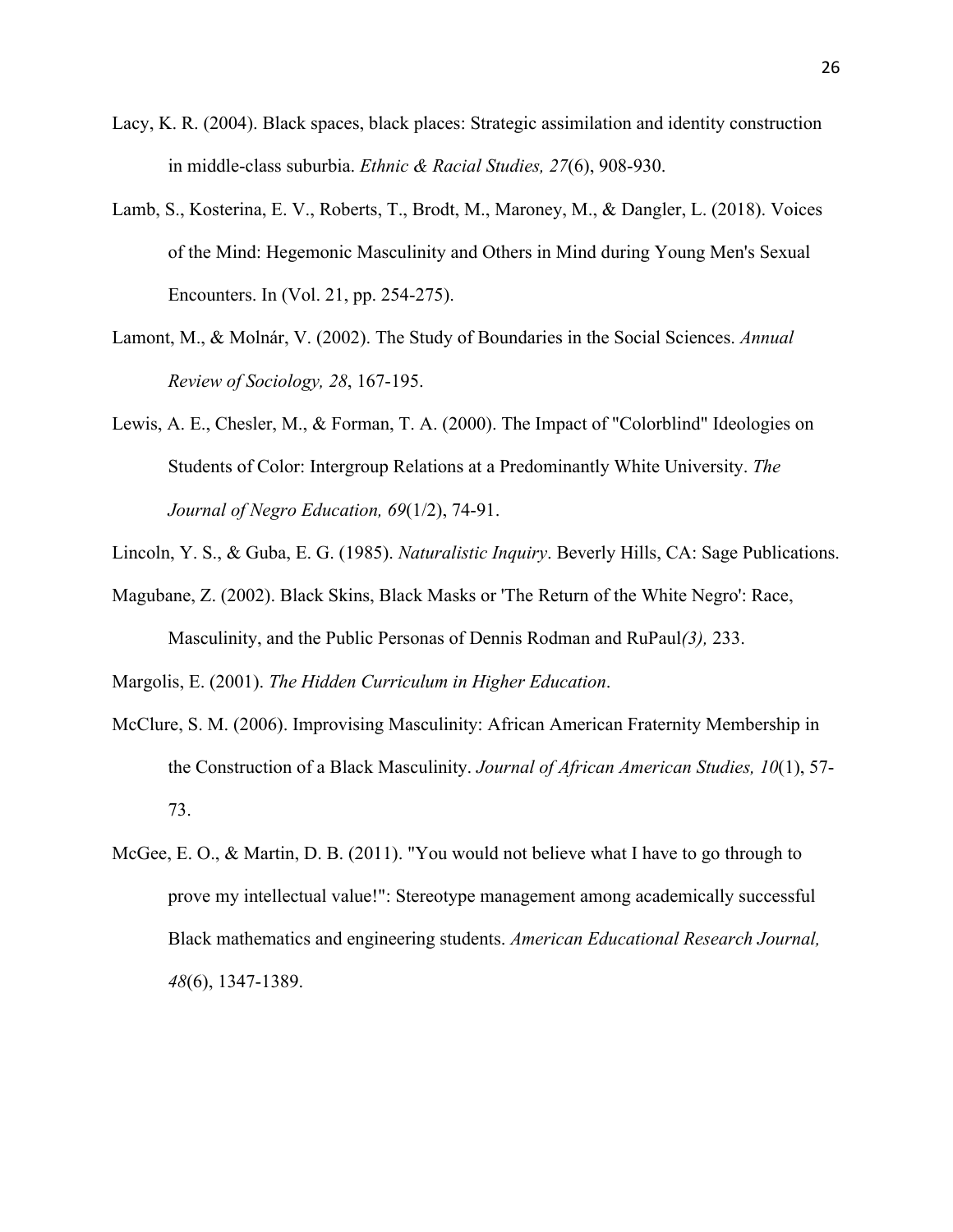Lacy, K. R. (2004). Black spaces, black places: Strategic assimilation and identity construction in middle-class suburbia. *Ethnic & Racial Studies, 27*(6), 908-930.

Lamb, S., Kosterina, E. V., Roberts, T., Brodt, M., Maroney, M., & Dangler, L. (2018). Voices of the Mind: Hegemonic Masculinity and Others in Mind during Young Men's Sexual Encounters. In (Vol. 21, pp. 254-275).

Lamont, M., & Molnár, V. (2002). The Study of Boundaries in the Social Sciences. *Annual Review of Sociology, 28*, 167-195.

Lewis, A. E., Chesler, M., & Forman, T. A. (2000). The Impact of "Colorblind" Ideologies on Students of Color: Intergroup Relations at a Predominantly White University. *The Journal of Negro Education, 69*(1/2), 74-91.

Lincoln, Y. S., & Guba, E. G. (1985). *Naturalistic Inquiry*. Beverly Hills, CA: Sage Publications.

Magubane, Z. (2002). Black Skins, Black Masks or 'The Return of the White Negro': Race, Masculinity, and the Public Personas of Dennis Rodman and RuPaul*(3),* 233.

Margolis, E. (2001). *The Hidden Curriculum in Higher Education*.

McClure, S. M. (2006). Improvising Masculinity: African American Fraternity Membership in the Construction of a Black Masculinity. *Journal of African American Studies, 10*(1), 57-73.

McGee, E. O., & Martin, D. B. (2011). "You would not believe what I have to go through to prove my intellectual value!": Stereotype management among academically successful Black mathematics and engineering students. *American Educational Research Journal, 48*(6), 1347-1389.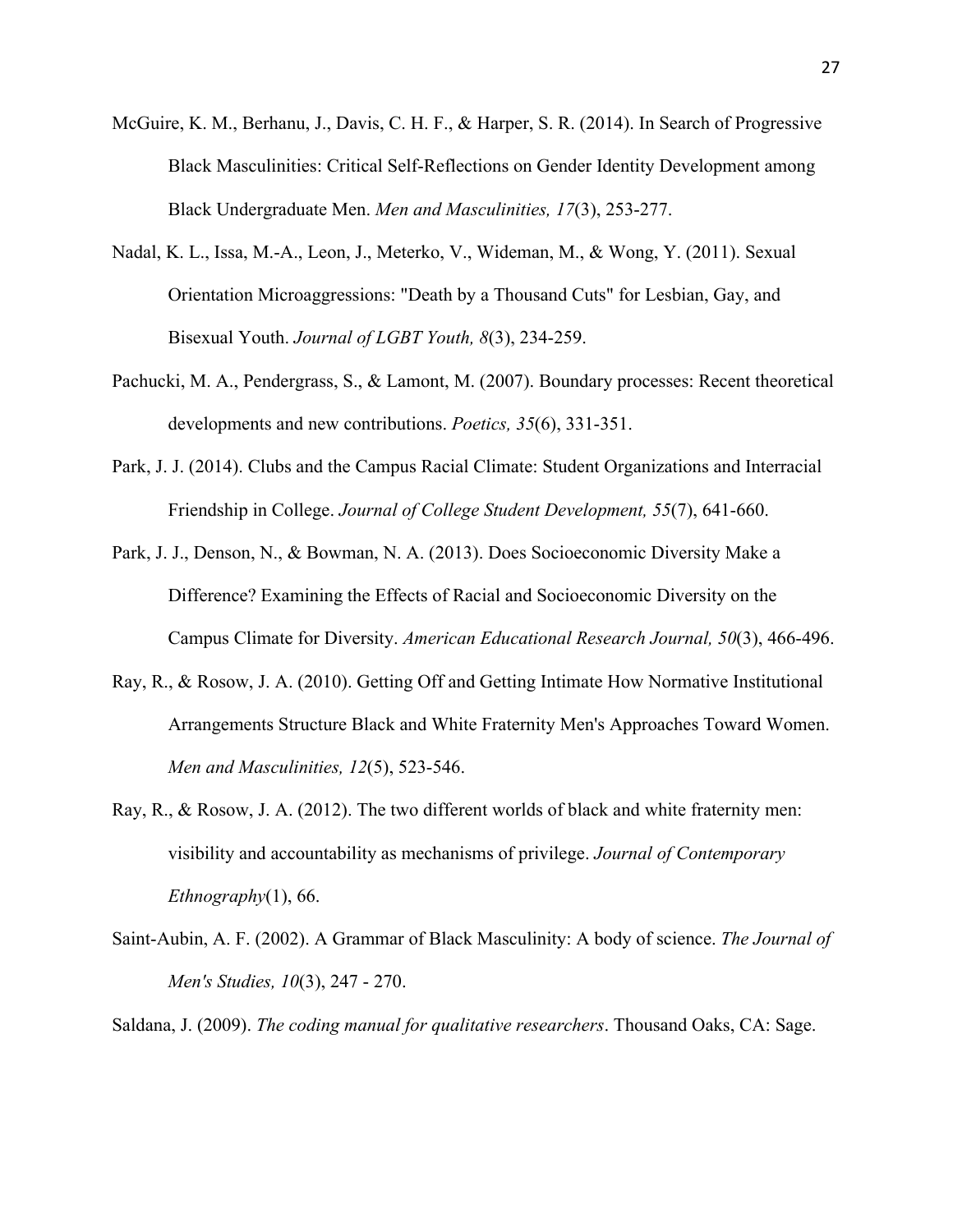McGuire, K. M., Berhanu, J., Davis, C. H. F., & Harper, S. R. (2014). In Search of Progressive Black Masculinities: Critical Self-Reflections on Gender Identity Development among Black Undergraduate Men. *Men and Masculinities, 17*(3), 253-277.

Nadal, K. L., Issa, M.-A., Leon, J., Meterko, V., Wideman, M., & Wong, Y. (2011). Sexual Orientation Microaggressions: "Death by a Thousand Cuts" for Lesbian, Gay, and Bisexual Youth. *Journal of LGBT Youth, 8*(3), 234-259.

Pachucki, M. A., Pendergrass, S., & Lamont, M. (2007). Boundary processes: Recent theoretical developments and new contributions. *Poetics, 35*(6), 331-351.

Park, J. J. (2014). Clubs and the Campus Racial Climate: Student Organizations and Interracial Friendship in College. *Journal of College Student Development, 55*(7), 641-660.

Park, J. J., Denson, N., & Bowman, N. A. (2013). Does Socioeconomic Diversity Make a Difference? Examining the Effects of Racial and Socioeconomic Diversity on the Campus Climate for Diversity. *American Educational Research Journal, 50*(3), 466-496.

Ray, R., & Rosow, J. A. (2010). Getting Off and Getting Intimate How Normative Institutional Arrangements Structure Black and White Fraternity Men's Approaches Toward Women. *Men and Masculinities, 12*(5), 523-546.

Ray, R., & Rosow, J. A. (2012). The two different worlds of black and white fraternity men: visibility and accountability as mechanisms of privilege. *Journal of Contemporary Ethnography*(1), 66.

Saint-Aubin, A. F. (2002). A Grammar of Black Masculinity: A body of science. *The Journal of Men's Studies, 10*(3), 247 - 270.

Saldana, J. (2009). *The coding manual for qualitative researchers*. Thousand Oaks, CA: Sage.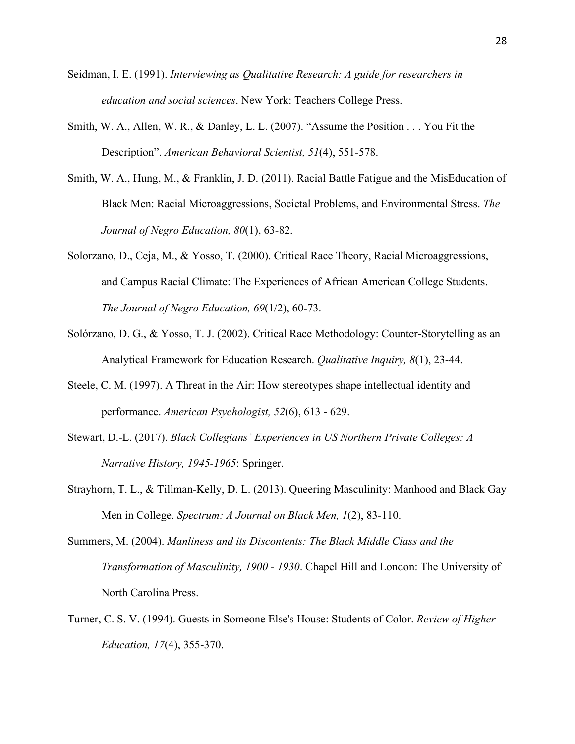Seidman, I. E. (1991). *Interviewing as Qualitative Research: A guide for researchers in education and social sciences*. New York: Teachers College Press.

Smith, W. A., Allen, W. R., & Danley, L. L. (2007). "Assume the Position . . . You Fit the Description". *American Behavioral Scientist, 51*(4), 551-578.

Smith, W. A., Hung, M., & Franklin, J. D. (2011). Racial Battle Fatigue and the MisEducation of Black Men: Racial Microaggressions, Societal Problems, and Environmental Stress. *The Journal of Negro Education, 80*(1), 63-82.

Solorzano, D., Ceja, M., & Yosso, T. (2000). Critical Race Theory, Racial Microaggressions, and Campus Racial Climate: The Experiences of African American College Students. *The Journal of Negro Education, 69*(1/2), 60-73.

Solórzano, D. G., & Yosso, T. J. (2002). Critical Race Methodology: Counter-Storytelling as an Analytical Framework for Education Research. *Qualitative Inquiry, 8*(1), 23-44.

Steele, C. M. (1997). A Threat in the Air: How stereotypes shape intellectual identity and performance. *American Psychologist, 52*(6), 613 - 629.

Stewart, D.-L. (2017). *Black Collegians' Experiences in US Northern Private Colleges: A Narrative History, 1945-1965*: Springer.

Strayhorn, T. L., & Tillman-Kelly, D. L. (2013). Queering Masculinity: Manhood and Black Gay Men in College. *Spectrum: A Journal on Black Men, 1*(2), 83-110.

Summers, M. (2004). *Manliness and its Discontents: The Black Middle Class and the Transformation of Masculinity, 1900 - 1930*. Chapel Hill and London: The University of North Carolina Press.

Turner, C. S. V. (1994). Guests in Someone Else's House: Students of Color. *Review of Higher Education, 17*(4), 355-370.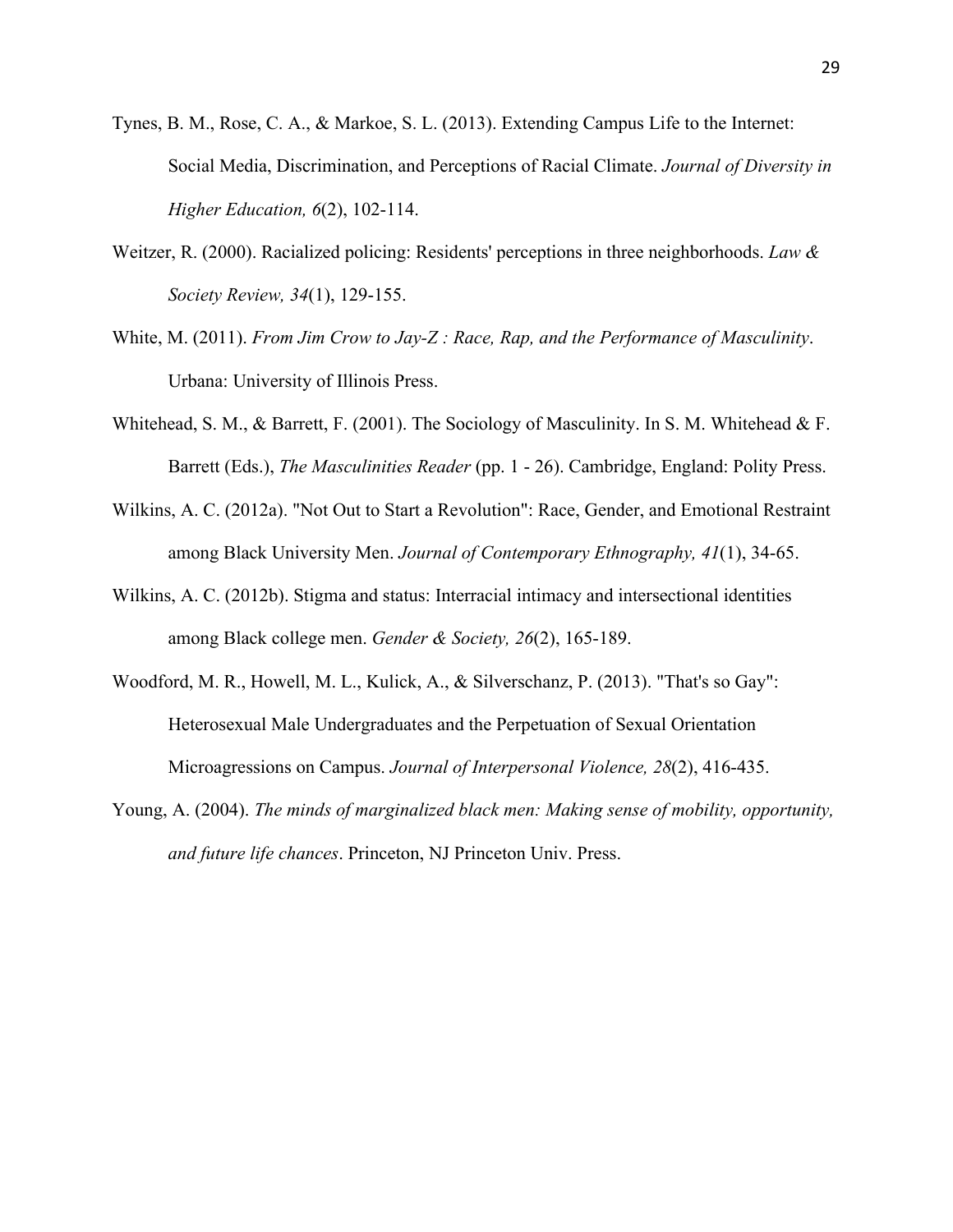Tynes, B. M., Rose, C. A., & Markoe, S. L. (2013). Extending Campus Life to the Internet: Social Media, Discrimination, and Perceptions of Racial Climate. *Journal of Diversity in Higher Education, 6*(2), 102-114.

Weitzer, R. (2000). Racialized policing: Residents' perceptions in three neighborhoods. *Law & Society Review, 34*(1), 129-155.

White, M. (2011). *From Jim Crow to Jay-Z : Race, Rap, and the Performance of Masculinity*. Urbana: University of Illinois Press.

Whitehead, S. M., & Barrett, F. (2001). The Sociology of Masculinity. In S. M. Whitehead & F. Barrett (Eds.), *The Masculinities Reader* (pp. 1 - 26). Cambridge, England: Polity Press.

Wilkins, A. C. (2012a). "Not Out to Start a Revolution": Race, Gender, and Emotional Restraint among Black University Men. *Journal of Contemporary Ethnography, 41*(1), 34-65.

Wilkins, A. C. (2012b). Stigma and status: Interracial intimacy and intersectional identities among Black college men. *Gender & Society, 26*(2), 165-189.

Woodford, M. R., Howell, M. L., Kulick, A., & Silverschanz, P. (2013). "That's so Gay": Heterosexual Male Undergraduates and the Perpetuation of Sexual Orientation Microagressions on Campus. *Journal of Interpersonal Violence, 28*(2), 416-435.

Young, A. (2004). *The minds of marginalized black men: Making sense of mobility, opportunity, and future life chances*. Princeton, NJ Princeton Univ. Press.